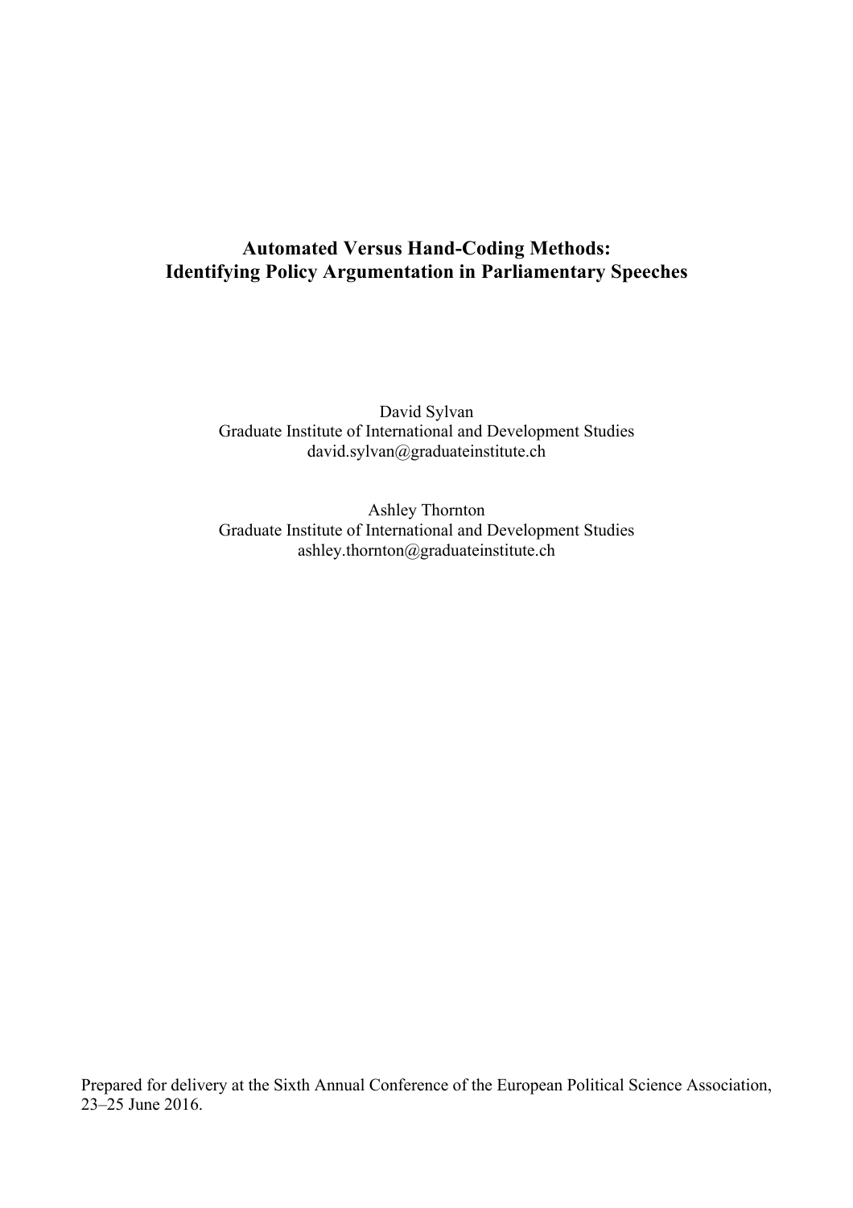# Automated Versus Hand-Coding Methods:
# Identifying Policy Argumentation in Parliamentary Speeches

David Sylvan
Graduate Institute of International and Development Studies
david.sylvan@graduateinstitute.ch

Ashley Thornton
Graduate Institute of International and Development Studies
ashley.thornton@graduateinstitute.ch

Prepared for delivery at the Sixth Annual Conference of the European Political Science Association, 23–25 June 2016.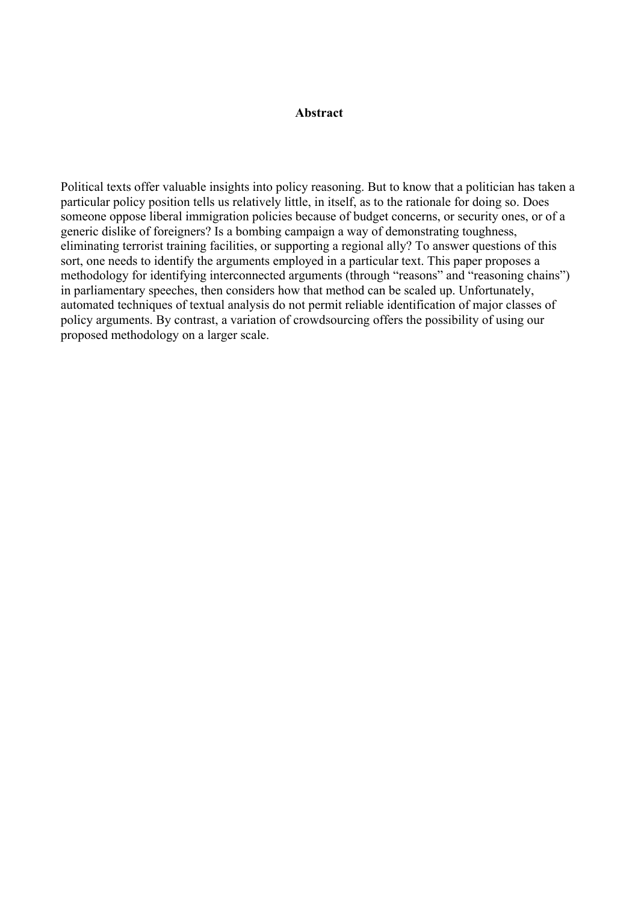## Abstract

Political texts offer valuable insights into policy reasoning. But to know that a politician has taken a particular policy position tells us relatively little, in itself, as to the rationale for doing so. Does someone oppose liberal immigration policies because of budget concerns, or security ones, or of a generic dislike of foreigners? Is a bombing campaign a way of demonstrating toughness, eliminating terrorist training facilities, or supporting a regional ally? To answer questions of this sort, one needs to identify the arguments employed in a particular text. This paper proposes a methodology for identifying interconnected arguments (through "reasons" and "reasoning chains") in parliamentary speeches, then considers how that method can be scaled up. Unfortunately, automated techniques of textual analysis do not permit reliable identification of major classes of policy arguments. By contrast, a variation of crowdsourcing offers the possibility of using our proposed methodology on a larger scale.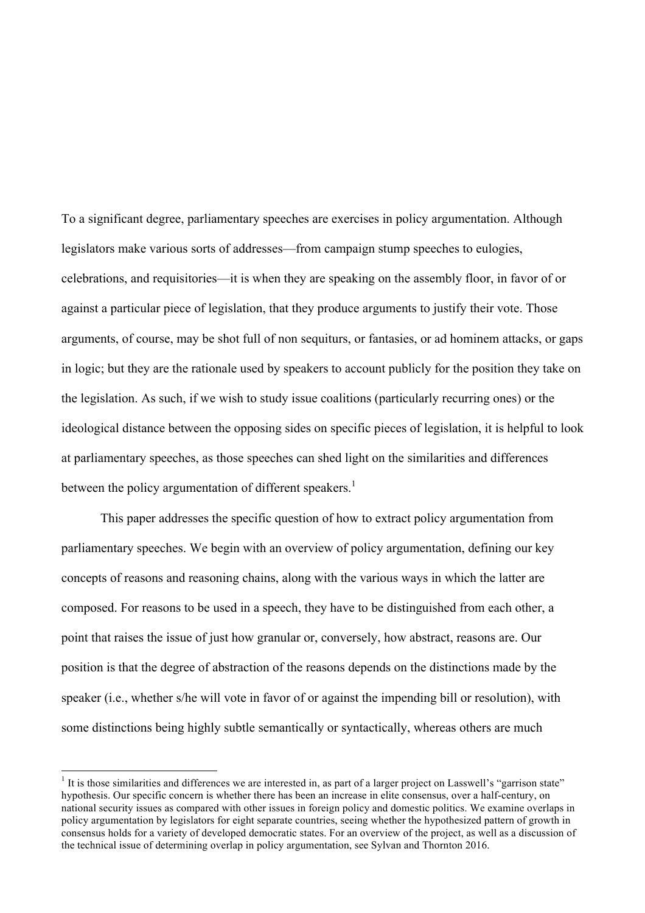To a significant degree, parliamentary speeches are exercises in policy argumentation. Although legislators make various sorts of addresses—from campaign stump speeches to eulogies, celebrations, and requisitories—it is when they are speaking on the assembly floor, in favor of or against a particular piece of legislation, that they produce arguments to justify their vote. Those arguments, of course, may be shot full of non sequiturs, or fantasies, or ad hominem attacks, or gaps in logic; but they are the rationale used by speakers to account publicly for the position they take on the legislation. As such, if we wish to study issue coalitions (particularly recurring ones) or the ideological distance between the opposing sides on specific pieces of legislation, it is helpful to look at parliamentary speeches, as those speeches can shed light on the similarities and differences between the policy argumentation of different speakers.[1]

This paper addresses the specific question of how to extract policy argumentation from parliamentary speeches. We begin with an overview of policy argumentation, defining our key concepts of reasons and reasoning chains, along with the various ways in which the latter are composed. For reasons to be used in a speech, they have to be distinguished from each other, a point that raises the issue of just how granular or, conversely, how abstract, reasons are. Our position is that the degree of abstraction of the reasons depends on the distinctions made by the speaker (i.e., whether s/he will vote in favor of or against the impending bill or resolution), with some distinctions being highly subtle semantically or syntactically, whereas others are much

[1] It is those similarities and differences we are interested in, as part of a larger project on Lasswell's "garrison state" hypothesis. Our specific concern is whether there has been an increase in elite consensus, over a half-century, on national security issues as compared with other issues in foreign policy and domestic politics. We examine overlaps in policy argumentation by legislators for eight separate countries, seeing whether the hypothesized pattern of growth in consensus holds for a variety of developed democratic states. For an overview of the project, as well as a discussion of the technical issue of determining overlap in policy argumentation, see Sylvan and Thornton 2016.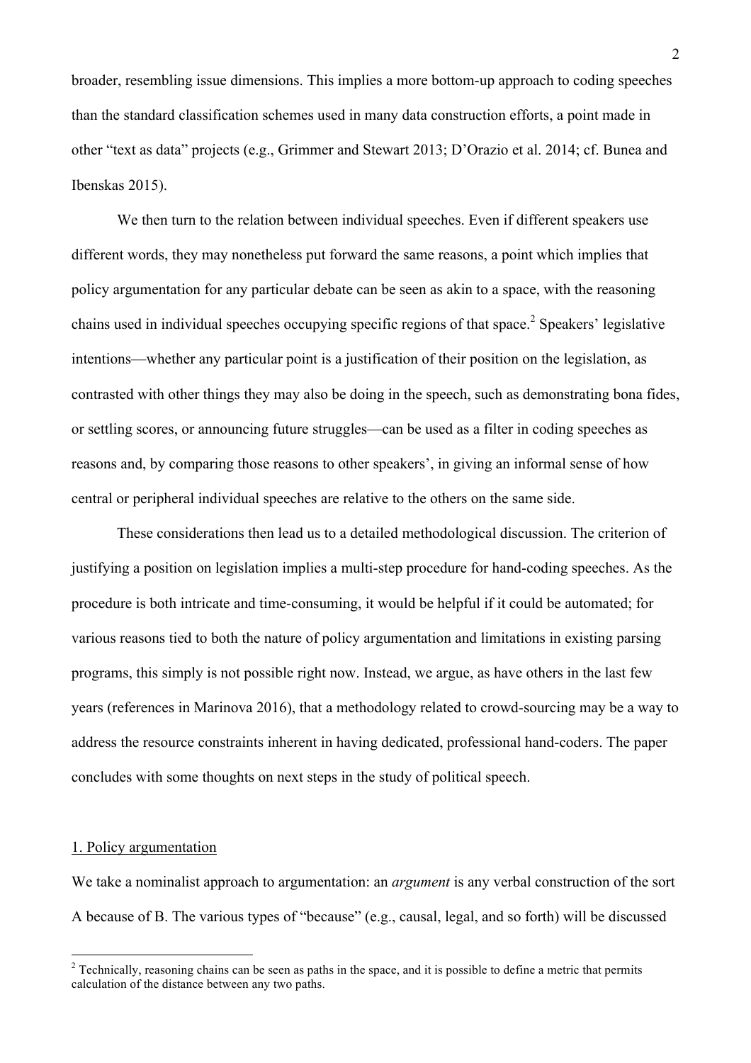broader, resembling issue dimensions. This implies a more bottom-up approach to coding speeches than the standard classification schemes used in many data construction efforts, a point made in other "text as data" projects (e.g., Grimmer and Stewart 2013; D'Orazio et al. 2014; cf. Bunea and Ibenskas 2015).

We then turn to the relation between individual speeches. Even if different speakers use different words, they may nonetheless put forward the same reasons, a point which implies that policy argumentation for any particular debate can be seen as akin to a space, with the reasoning chains used in individual speeches occupying specific regions of that space.[2] Speakers' legislative intentions—whether any particular point is a justification of their position on the legislation, as contrasted with other things they may also be doing in the speech, such as demonstrating bona fides, or settling scores, or announcing future struggles—can be used as a filter in coding speeches as reasons and, by comparing those reasons to other speakers', in giving an informal sense of how central or peripheral individual speeches are relative to the others on the same side.

These considerations then lead us to a detailed methodological discussion. The criterion of justifying a position on legislation implies a multi-step procedure for hand-coding speeches. As the procedure is both intricate and time-consuming, it would be helpful if it could be automated; for various reasons tied to both the nature of policy argumentation and limitations in existing parsing programs, this simply is not possible right now. Instead, we argue, as have others in the last few years (references in Marinova 2016), that a methodology related to crowd-sourcing may be a way to address the resource constraints inherent in having dedicated, professional hand-coders. The paper concludes with some thoughts on next steps in the study of political speech.

## 1. Policy argumentation

We take a nominalist approach to argumentation: an *argument* is any verbal construction of the sort A because of B. The various types of "because" (e.g., causal, legal, and so forth) will be discussed

---

[2] Technically, reasoning chains can be seen as paths in the space, and it is possible to define a metric that permits calculation of the distance between any two paths.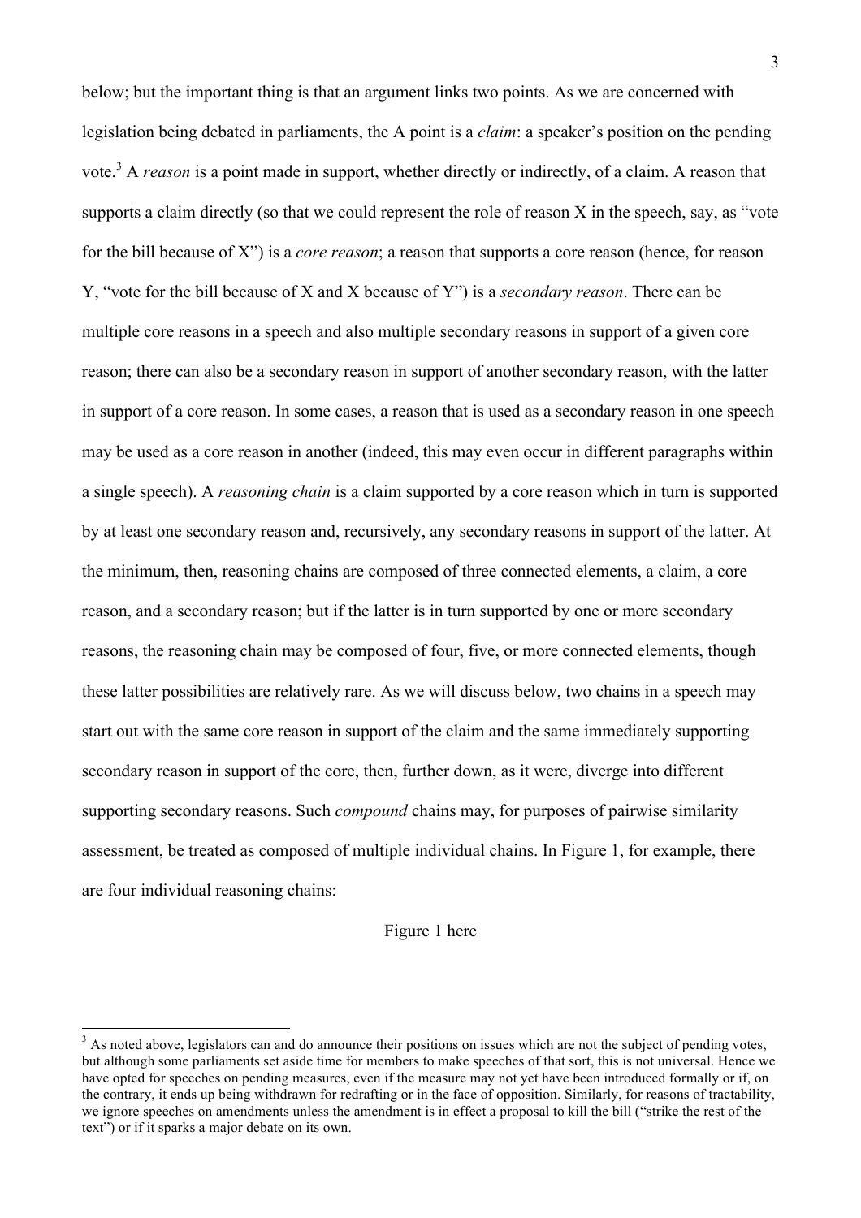below; but the important thing is that an argument links two points. As we are concerned with legislation being debated in parliaments, the A point is a *claim*: a speaker's position on the pending vote.[3] A *reason* is a point made in support, whether directly or indirectly, of a claim. A reason that supports a claim directly (so that we could represent the role of reason X in the speech, say, as "vote for the bill because of X") is a *core reason*; a reason that supports a core reason (hence, for reason Y, "vote for the bill because of X and X because of Y") is a *secondary reason*. There can be multiple core reasons in a speech and also multiple secondary reasons in support of a given core reason; there can also be a secondary reason in support of another secondary reason, with the latter in support of a core reason. In some cases, a reason that is used as a secondary reason in one speech may be used as a core reason in another (indeed, this may even occur in different paragraphs within a single speech). A *reasoning chain* is a claim supported by a core reason which in turn is supported by at least one secondary reason and, recursively, any secondary reasons in support of the latter. At the minimum, then, reasoning chains are composed of three connected elements, a claim, a core reason, and a secondary reason; but if the latter is in turn supported by one or more secondary reasons, the reasoning chain may be composed of four, five, or more connected elements, though these latter possibilities are relatively rare. As we will discuss below, two chains in a speech may start out with the same core reason in support of the claim and the same immediately supporting secondary reason in support of the core, then, further down, as it were, diverge into different supporting secondary reasons. Such *compound* chains may, for purposes of pairwise similarity assessment, be treated as composed of multiple individual chains. In Figure 1, for example, there are four individual reasoning chains:

Figure 1 here

[3] As noted above, legislators can and do announce their positions on issues which are not the subject of pending votes, but although some parliaments set aside time for members to make speeches of that sort, this is not universal. Hence we have opted for speeches on pending measures, even if the measure may not yet have been introduced formally or if, on the contrary, it ends up being withdrawn for redrafting or in the face of opposition. Similarly, for reasons of tractability, we ignore speeches on amendments unless the amendment is in effect a proposal to kill the bill ("strike the rest of the text") or if it sparks a major debate on its own.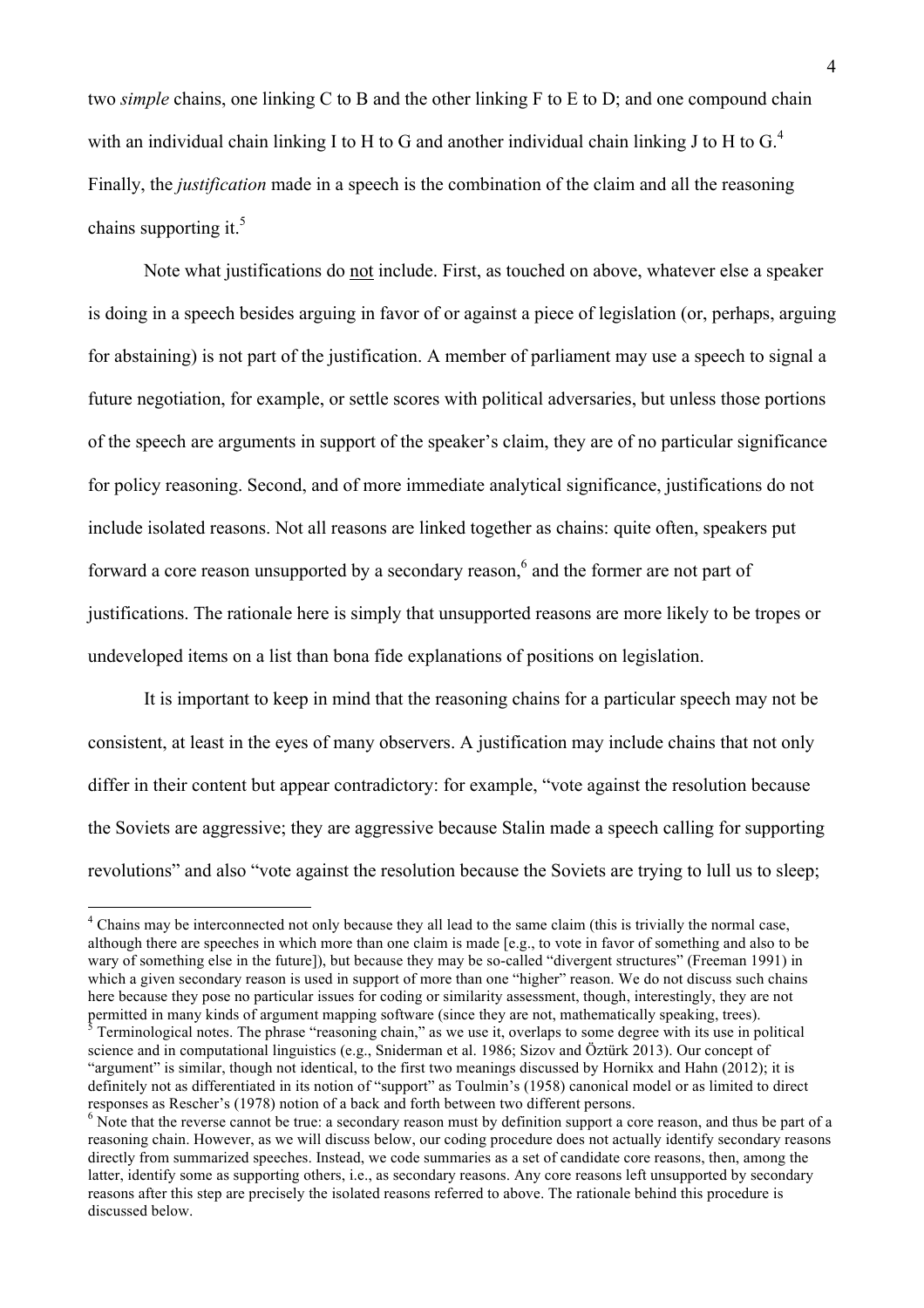two *simple* chains, one linking C to B and the other linking F to E to D; and one compound chain with an individual chain linking I to H to G and another individual chain linking J to H to G.[4] Finally, the *justification* made in a speech is the combination of the claim and all the reasoning chains supporting it.[5]

Note what justifications do not include. First, as touched on above, whatever else a speaker is doing in a speech besides arguing in favor of or against a piece of legislation (or, perhaps, arguing for abstaining) is not part of the justification. A member of parliament may use a speech to signal a future negotiation, for example, or settle scores with political adversaries, but unless those portions of the speech are arguments in support of the speaker's claim, they are of no particular significance for policy reasoning. Second, and of more immediate analytical significance, justifications do not include isolated reasons. Not all reasons are linked together as chains: quite often, speakers put forward a core reason unsupported by a secondary reason,[6] and the former are not part of justifications. The rationale here is simply that unsupported reasons are more likely to be tropes or undeveloped items on a list than bona fide explanations of positions on legislation.

It is important to keep in mind that the reasoning chains for a particular speech may not be consistent, at least in the eyes of many observers. A justification may include chains that not only differ in their content but appear contradictory: for example, "vote against the resolution because the Soviets are aggressive; they are aggressive because Stalin made a speech calling for supporting revolutions" and also "vote against the resolution because the Soviets are trying to lull us to sleep;

---

[4] Chains may be interconnected not only because they all lead to the same claim (this is trivially the normal case, although there are speeches in which more than one claim is made [e.g., to vote in favor of something and also to be wary of something else in the future]), but because they may be so-called "divergent structures" (Freeman 1991) in which a given secondary reason is used in support of more than one "higher" reason. We do not discuss such chains here because they pose no particular issues for coding or similarity assessment, though, interestingly, they are not permitted in many kinds of argument mapping software (since they are not, mathematically speaking, trees).

[5] Terminological notes. The phrase "reasoning chain," as we use it, overlaps to some degree with its use in political science and in computational linguistics (e.g., Sniderman et al. 1986; Sizov and Öztürk 2013). Our concept of "argument" is similar, though not identical, to the first two meanings discussed by Hornikx and Hahn (2012); it is definitely not as differentiated in its notion of "support" as Toulmin's (1958) canonical model or as limited to direct responses as Rescher's (1978) notion of a back and forth between two different persons.

[6] Note that the reverse cannot be true: a secondary reason must by definition support a core reason, and thus be part of a reasoning chain. However, as we will discuss below, our coding procedure does not actually identify secondary reasons directly from summarized speeches. Instead, we code summaries as a set of candidate core reasons, then, among the latter, identify some as supporting others, i.e., as secondary reasons. Any core reasons left unsupported by secondary reasons after this step are precisely the isolated reasons referred to above. The rationale behind this procedure is discussed below.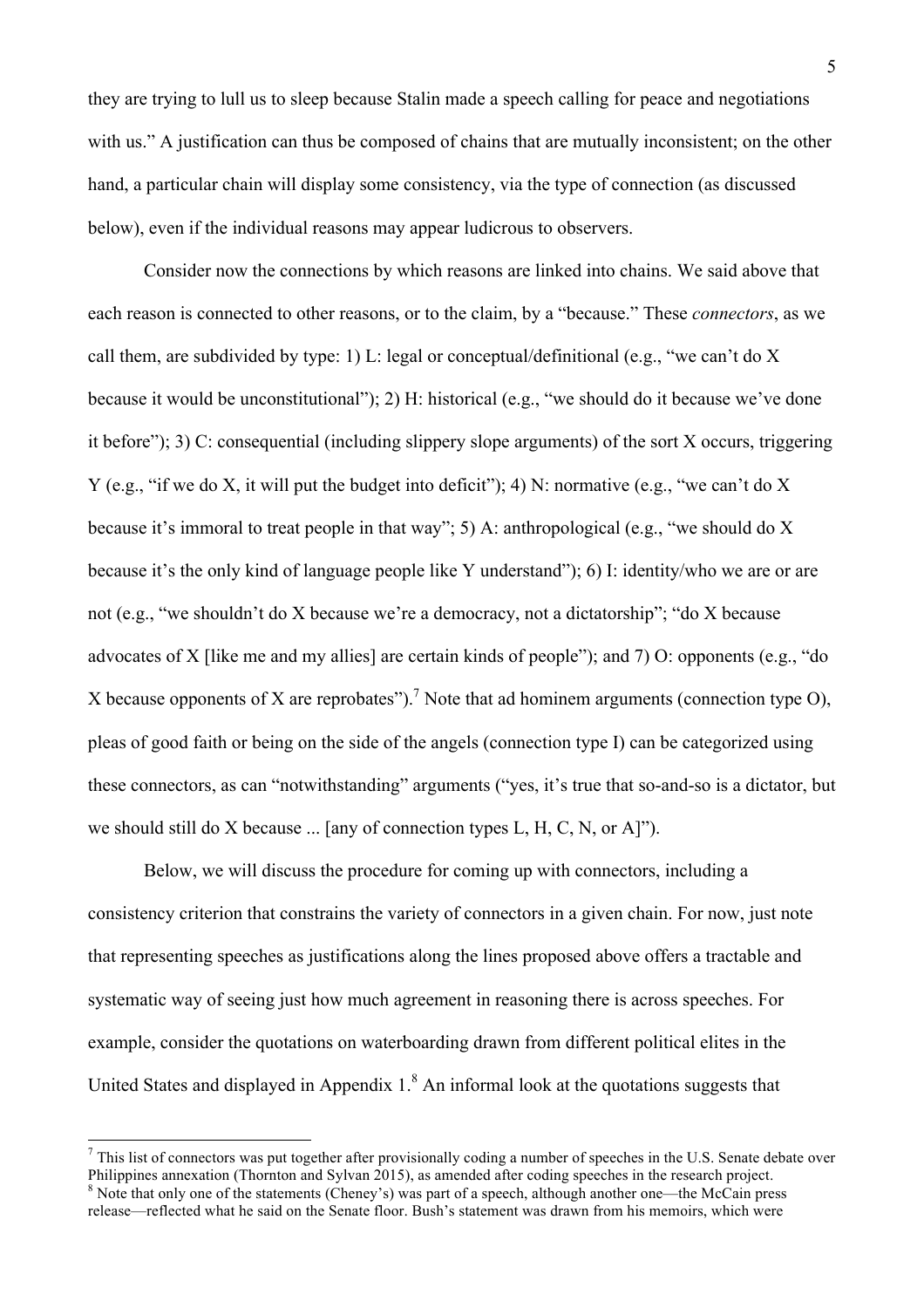they are trying to lull us to sleep because Stalin made a speech calling for peace and negotiations with us." A justification can thus be composed of chains that are mutually inconsistent; on the other hand, a particular chain will display some consistency, via the type of connection (as discussed below), even if the individual reasons may appear ludicrous to observers.

Consider now the connections by which reasons are linked into chains. We said above that each reason is connected to other reasons, or to the claim, by a "because." These *connectors*, as we call them, are subdivided by type: 1) L: legal or conceptual/definitional (e.g., "we can't do X because it would be unconstitutional"); 2) H: historical (e.g., "we should do it because we've done it before"); 3) C: consequential (including slippery slope arguments) of the sort X occurs, triggering Y (e.g., "if we do X, it will put the budget into deficit"); 4) N: normative (e.g., "we can't do X because it's immoral to treat people in that way"; 5) A: anthropological (e.g., "we should do X because it's the only kind of language people like Y understand"); 6) I: identity/who we are or are not (e.g., "we shouldn't do X because we're a democracy, not a dictatorship"; "do X because advocates of X [like me and my allies] are certain kinds of people"); and 7) O: opponents (e.g., "do X because opponents of X are reprobates").[7] Note that ad hominem arguments (connection type O), pleas of good faith or being on the side of the angels (connection type I) can be categorized using these connectors, as can "notwithstanding" arguments ("yes, it's true that so-and-so is a dictator, but we should still do X because ... [any of connection types L, H, C, N, or A]").

Below, we will discuss the procedure for coming up with connectors, including a consistency criterion that constrains the variety of connectors in a given chain. For now, just note that representing speeches as justifications along the lines proposed above offers a tractable and systematic way of seeing just how much agreement in reasoning there is across speeches. For example, consider the quotations on waterboarding drawn from different political elites in the United States and displayed in Appendix 1.[8] An informal look at the quotations suggests that

---

[7] This list of connectors was put together after provisionally coding a number of speeches in the U.S. Senate debate over Philippines annexation (Thornton and Sylvan 2015), as amended after coding speeches in the research project.

[8] Note that only one of the statements (Cheney's) was part of a speech, although another one—the McCain press release—reflected what he said on the Senate floor. Bush's statement was drawn from his memoirs, which were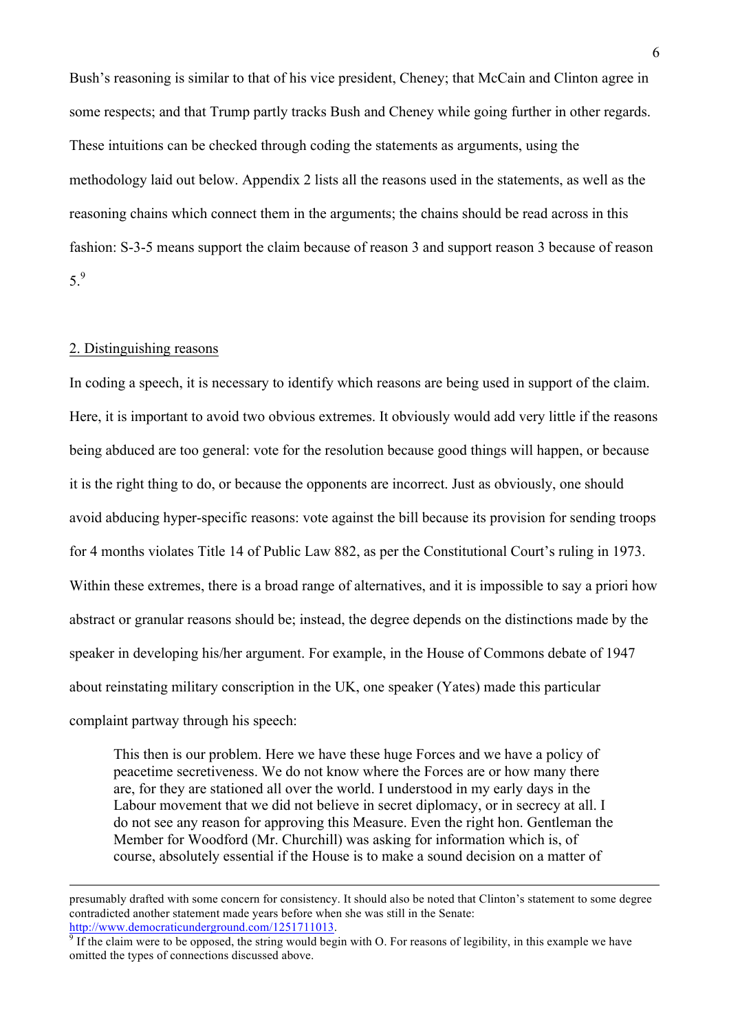Bush's reasoning is similar to that of his vice president, Cheney; that McCain and Clinton agree in some respects; and that Trump partly tracks Bush and Cheney while going further in other regards. These intuitions can be checked through coding the statements as arguments, using the methodology laid out below. Appendix 2 lists all the reasons used in the statements, as well as the reasoning chains which connect them in the arguments; the chains should be read across in this fashion: S-3-5 means support the claim because of reason 3 and support reason 3 because of reason 5.[9]

## 2. Distinguishing reasons

In coding a speech, it is necessary to identify which reasons are being used in support of the claim. Here, it is important to avoid two obvious extremes. It obviously would add very little if the reasons being abduced are too general: vote for the resolution because good things will happen, or because it is the right thing to do, or because the opponents are incorrect. Just as obviously, one should avoid abducing hyper-specific reasons: vote against the bill because its provision for sending troops for 4 months violates Title 14 of Public Law 882, as per the Constitutional Court's ruling in 1973. Within these extremes, there is a broad range of alternatives, and it is impossible to say a priori how abstract or granular reasons should be; instead, the degree depends on the distinctions made by the speaker in developing his/her argument. For example, in the House of Commons debate of 1947 about reinstating military conscription in the UK, one speaker (Yates) made this particular complaint partway through his speech:

> This then is our problem. Here we have these huge Forces and we have a policy of peacetime secretiveness. We do not know where the Forces are or how many there are, for they are stationed all over the world. I understood in my early days in the Labour movement that we did not believe in secret diplomacy, or in secrecy at all. I do not see any reason for approving this Measure. Even the right hon. Gentleman the Member for Woodford (Mr. Churchill) was asking for information which is, of course, absolutely essential if the House is to make a sound decision on a matter of

presumably drafted with some concern for consistency. It should also be noted that Clinton's statement to some degree contradicted another statement made years before when she was still in the Senate: http://www.democraticunderground.com/1251711013.

[9] If the claim were to be opposed, the string would begin with O. For reasons of legibility, in this example we have omitted the types of connections discussed above.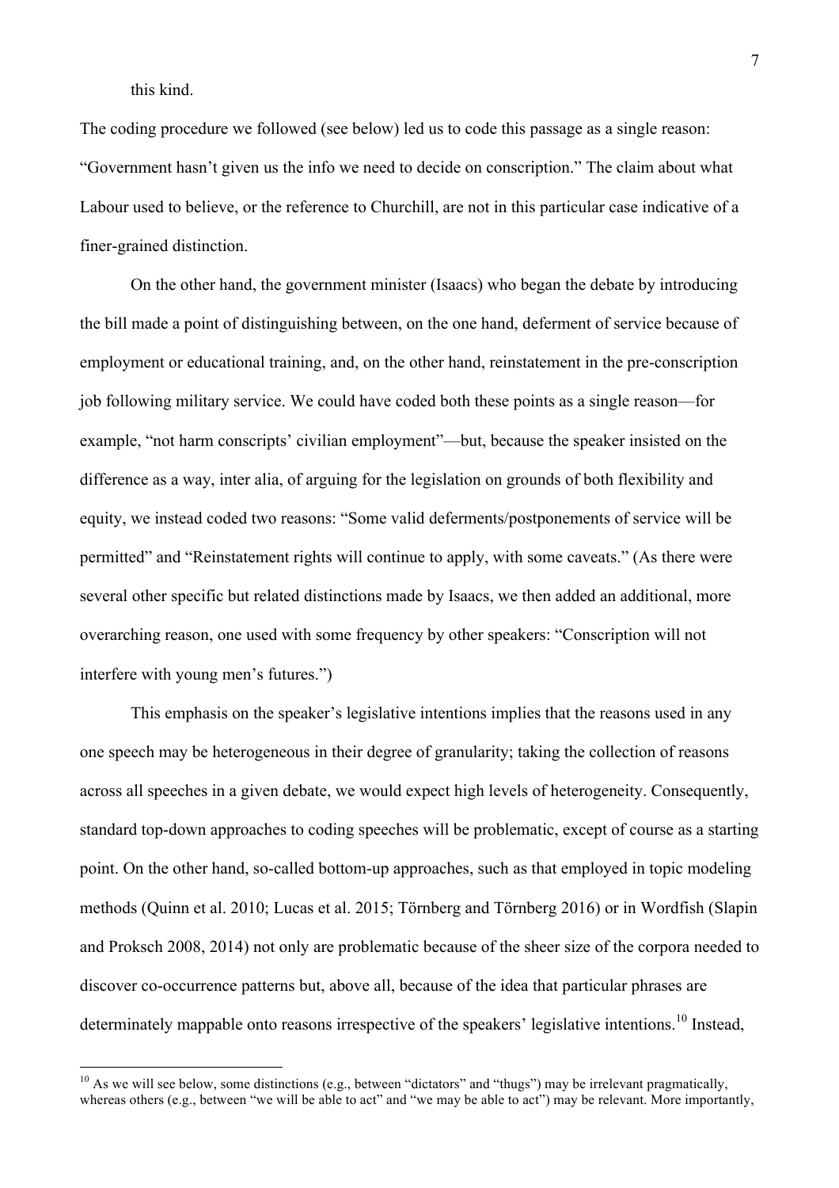this kind.

The coding procedure we followed (see below) led us to code this passage as a single reason: "Government hasn't given us the info we need to decide on conscription." The claim about what Labour used to believe, or the reference to Churchill, are not in this particular case indicative of a finer-grained distinction.

On the other hand, the government minister (Isaacs) who began the debate by introducing the bill made a point of distinguishing between, on the one hand, deferment of service because of employment or educational training, and, on the other hand, reinstatement in the pre-conscription job following military service. We could have coded both these points as a single reason—for example, "not harm conscripts' civilian employment"—but, because the speaker insisted on the difference as a way, inter alia, of arguing for the legislation on grounds of both flexibility and equity, we instead coded two reasons: "Some valid deferments/postponements of service will be permitted" and "Reinstatement rights will continue to apply, with some caveats." (As there were several other specific but related distinctions made by Isaacs, we then added an additional, more overarching reason, one used with some frequency by other speakers: "Conscription will not interfere with young men's futures.")

This emphasis on the speaker's legislative intentions implies that the reasons used in any one speech may be heterogeneous in their degree of granularity; taking the collection of reasons across all speeches in a given debate, we would expect high levels of heterogeneity. Consequently, standard top-down approaches to coding speeches will be problematic, except of course as a starting point. On the other hand, so-called bottom-up approaches, such as that employed in topic modeling methods (Quinn et al. 2010; Lucas et al. 2015; Törnberg and Törnberg 2016) or in Wordfish (Slapin and Proksch 2008, 2014) not only are problematic because of the sheer size of the corpora needed to discover co-occurrence patterns but, above all, because of the idea that particular phrases are determinately mappable onto reasons irrespective of the speakers' legislative intentions.[10] Instead,

[10] As we will see below, some distinctions (e.g., between "dictators" and "thugs") may be irrelevant pragmatically, whereas others (e.g., between "we will be able to act" and "we may be able to act") may be relevant. More importantly,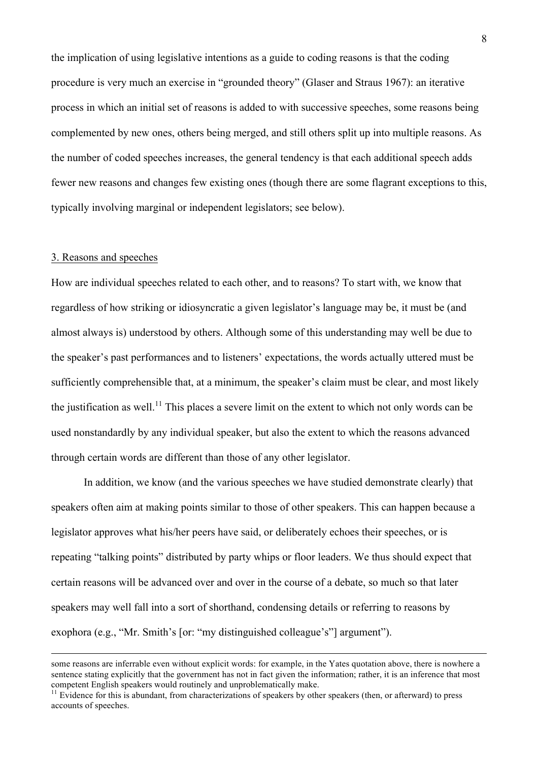the implication of using legislative intentions as a guide to coding reasons is that the coding procedure is very much an exercise in "grounded theory" (Glaser and Straus 1967): an iterative process in which an initial set of reasons is added to with successive speeches, some reasons being complemented by new ones, others being merged, and still others split up into multiple reasons. As the number of coded speeches increases, the general tendency is that each additional speech adds fewer new reasons and changes few existing ones (though there are some flagrant exceptions to this, typically involving marginal or independent legislators; see below).

## 3. Reasons and speeches

How are individual speeches related to each other, and to reasons? To start with, we know that regardless of how striking or idiosyncratic a given legislator's language may be, it must be (and almost always is) understood by others. Although some of this understanding may well be due to the speaker's past performances and to listeners' expectations, the words actually uttered must be sufficiently comprehensible that, at a minimum, the speaker's claim must be clear, and most likely the justification as well.[11] This places a severe limit on the extent to which not only words can be used nonstandardly by any individual speaker, but also the extent to which the reasons advanced through certain words are different than those of any other legislator.

In addition, we know (and the various speeches we have studied demonstrate clearly) that speakers often aim at making points similar to those of other speakers. This can happen because a legislator approves what his/her peers have said, or deliberately echoes their speeches, or is repeating "talking points" distributed by party whips or floor leaders. We thus should expect that certain reasons will be advanced over and over in the course of a debate, so much so that later speakers may well fall into a sort of shorthand, condensing details or referring to reasons by exophora (e.g., "Mr. Smith's [or: "my distinguished colleague's"] argument").

---

some reasons are inferrable even without explicit words: for example, in the Yates quotation above, there is nowhere a sentence stating explicitly that the government has not in fact given the information; rather, it is an inference that most competent English speakers would routinely and unproblematically make.

[11] Evidence for this is abundant, from characterizations of speakers by other speakers (then, or afterward) to press accounts of speeches.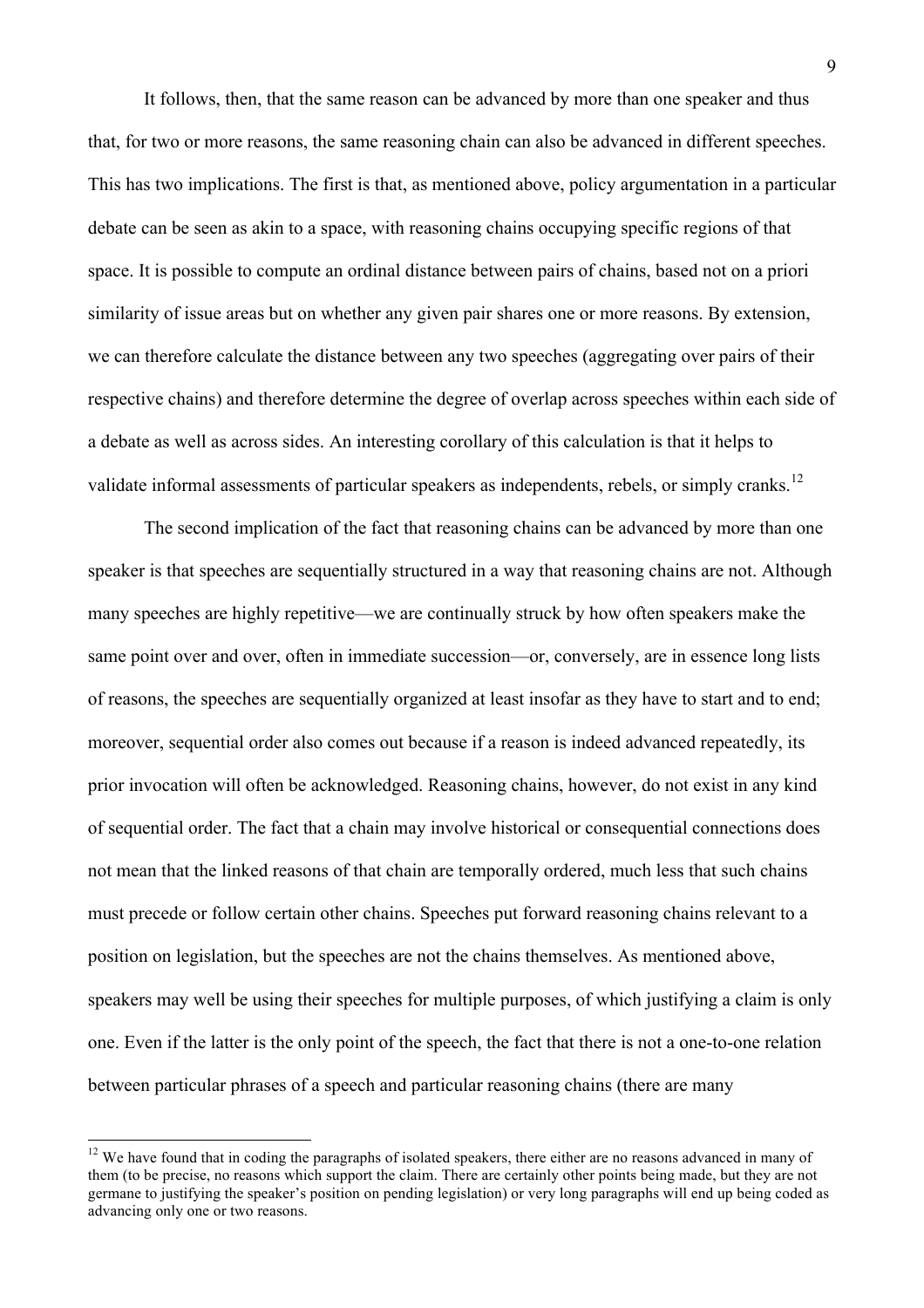It follows, then, that the same reason can be advanced by more than one speaker and thus that, for two or more reasons, the same reasoning chain can also be advanced in different speeches. This has two implications. The first is that, as mentioned above, policy argumentation in a particular debate can be seen as akin to a space, with reasoning chains occupying specific regions of that space. It is possible to compute an ordinal distance between pairs of chains, based not on a priori similarity of issue areas but on whether any given pair shares one or more reasons. By extension, we can therefore calculate the distance between any two speeches (aggregating over pairs of their respective chains) and therefore determine the degree of overlap across speeches within each side of a debate as well as across sides. An interesting corollary of this calculation is that it helps to validate informal assessments of particular speakers as independents, rebels, or simply cranks.[12]

The second implication of the fact that reasoning chains can be advanced by more than one speaker is that speeches are sequentially structured in a way that reasoning chains are not. Although many speeches are highly repetitive—we are continually struck by how often speakers make the same point over and over, often in immediate succession—or, conversely, are in essence long lists of reasons, the speeches are sequentially organized at least insofar as they have to start and to end; moreover, sequential order also comes out because if a reason is indeed advanced repeatedly, its prior invocation will often be acknowledged. Reasoning chains, however, do not exist in any kind of sequential order. The fact that a chain may involve historical or consequential connections does not mean that the linked reasons of that chain are temporally ordered, much less that such chains must precede or follow certain other chains. Speeches put forward reasoning chains relevant to a position on legislation, but the speeches are not the chains themselves. As mentioned above, speakers may well be using their speeches for multiple purposes, of which justifying a claim is only one. Even if the latter is the only point of the speech, the fact that there is not a one-to-one relation between particular phrases of a speech and particular reasoning chains (there are many

[12] We have found that in coding the paragraphs of isolated speakers, there either are no reasons advanced in many of them (to be precise, no reasons which support the claim. There are certainly other points being made, but they are not germane to justifying the speaker's position on pending legislation) or very long paragraphs will end up being coded as advancing only one or two reasons.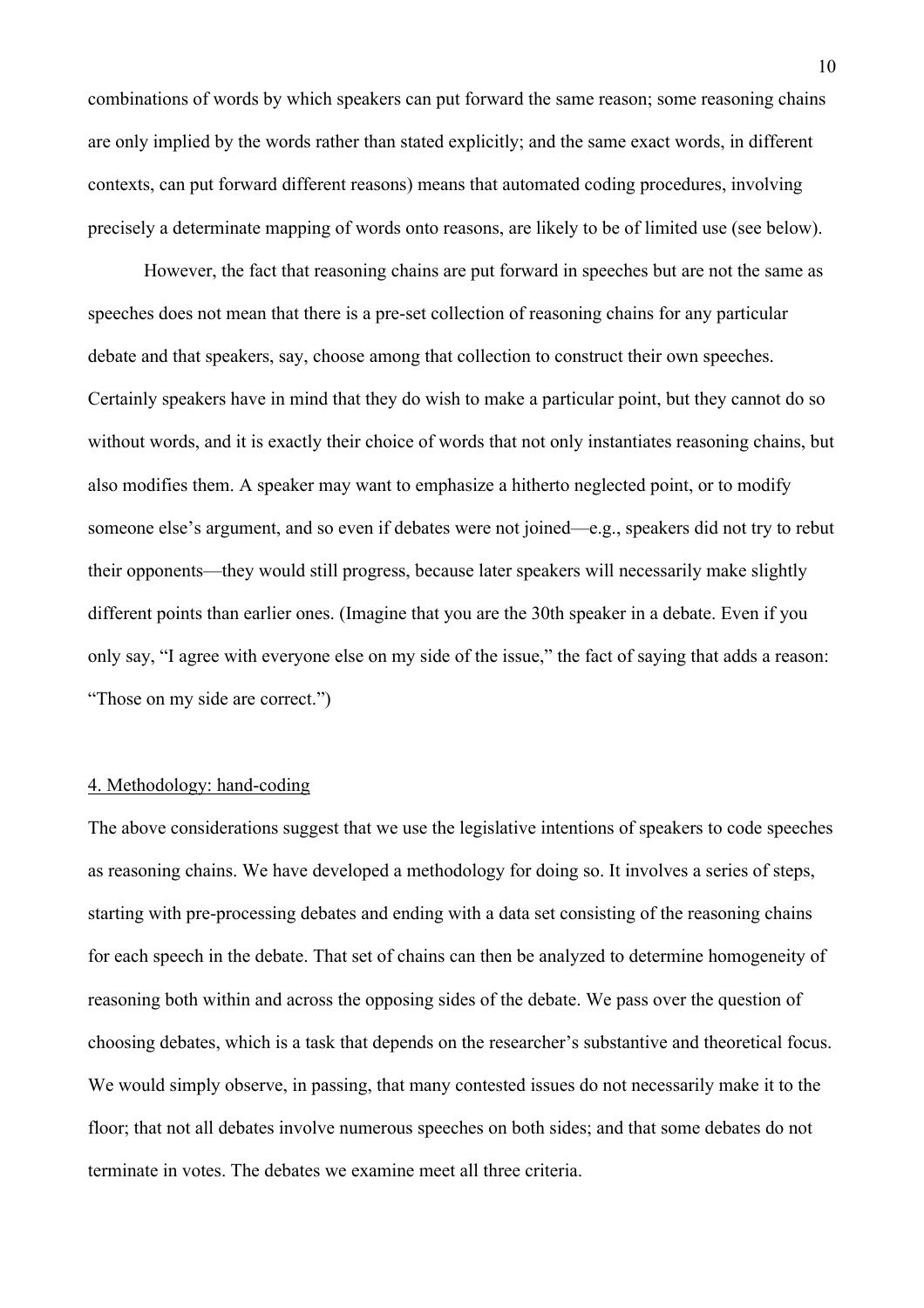combinations of words by which speakers can put forward the same reason; some reasoning chains are only implied by the words rather than stated explicitly; and the same exact words, in different contexts, can put forward different reasons) means that automated coding procedures, involving precisely a determinate mapping of words onto reasons, are likely to be of limited use (see below).

However, the fact that reasoning chains are put forward in speeches but are not the same as speeches does not mean that there is a pre-set collection of reasoning chains for any particular debate and that speakers, say, choose among that collection to construct their own speeches. Certainly speakers have in mind that they do wish to make a particular point, but they cannot do so without words, and it is exactly their choice of words that not only instantiates reasoning chains, but also modifies them. A speaker may want to emphasize a hitherto neglected point, or to modify someone else's argument, and so even if debates were not joined—e.g., speakers did not try to rebut their opponents—they would still progress, because later speakers will necessarily make slightly different points than earlier ones. (Imagine that you are the 30th speaker in a debate. Even if you only say, "I agree with everyone else on my side of the issue," the fact of saying that adds a reason: "Those on my side are correct.")

## 4. Methodology: hand-coding

The above considerations suggest that we use the legislative intentions of speakers to code speeches as reasoning chains. We have developed a methodology for doing so. It involves a series of steps, starting with pre-processing debates and ending with a data set consisting of the reasoning chains for each speech in the debate. That set of chains can then be analyzed to determine homogeneity of reasoning both within and across the opposing sides of the debate. We pass over the question of choosing debates, which is a task that depends on the researcher's substantive and theoretical focus. We would simply observe, in passing, that many contested issues do not necessarily make it to the floor; that not all debates involve numerous speeches on both sides; and that some debates do not terminate in votes. The debates we examine meet all three criteria.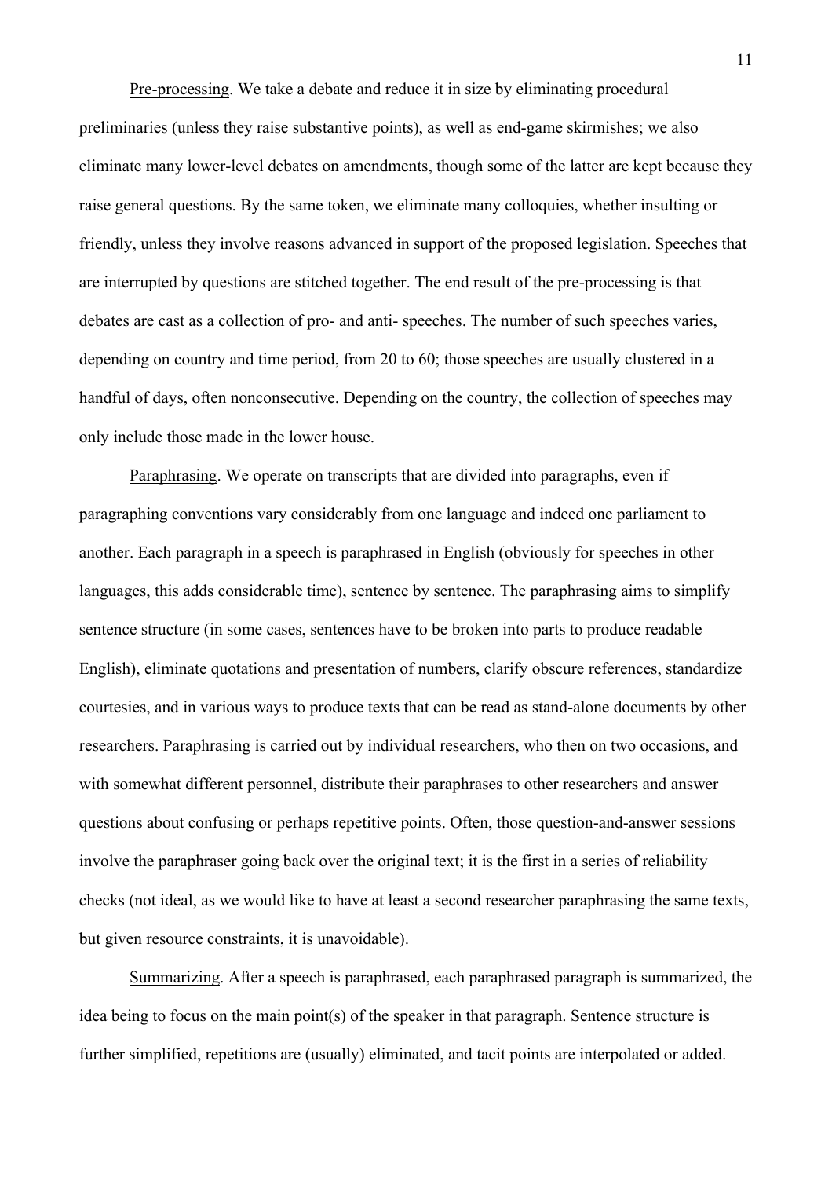Pre-processing. We take a debate and reduce it in size by eliminating procedural preliminaries (unless they raise substantive points), as well as end-game skirmishes; we also eliminate many lower-level debates on amendments, though some of the latter are kept because they raise general questions. By the same token, we eliminate many colloquies, whether insulting or friendly, unless they involve reasons advanced in support of the proposed legislation. Speeches that are interrupted by questions are stitched together. The end result of the pre-processing is that debates are cast as a collection of pro- and anti- speeches. The number of such speeches varies, depending on country and time period, from 20 to 60; those speeches are usually clustered in a handful of days, often nonconsecutive. Depending on the country, the collection of speeches may only include those made in the lower house.

Paraphrasing. We operate on transcripts that are divided into paragraphs, even if paragraphing conventions vary considerably from one language and indeed one parliament to another. Each paragraph in a speech is paraphrased in English (obviously for speeches in other languages, this adds considerable time), sentence by sentence. The paraphrasing aims to simplify sentence structure (in some cases, sentences have to be broken into parts to produce readable English), eliminate quotations and presentation of numbers, clarify obscure references, standardize courtesies, and in various ways to produce texts that can be read as stand-alone documents by other researchers. Paraphrasing is carried out by individual researchers, who then on two occasions, and with somewhat different personnel, distribute their paraphrases to other researchers and answer questions about confusing or perhaps repetitive points. Often, those question-and-answer sessions involve the paraphraser going back over the original text; it is the first in a series of reliability checks (not ideal, as we would like to have at least a second researcher paraphrasing the same texts, but given resource constraints, it is unavoidable).

Summarizing. After a speech is paraphrased, each paraphrased paragraph is summarized, the idea being to focus on the main point(s) of the speaker in that paragraph. Sentence structure is further simplified, repetitions are (usually) eliminated, and tacit points are interpolated or added.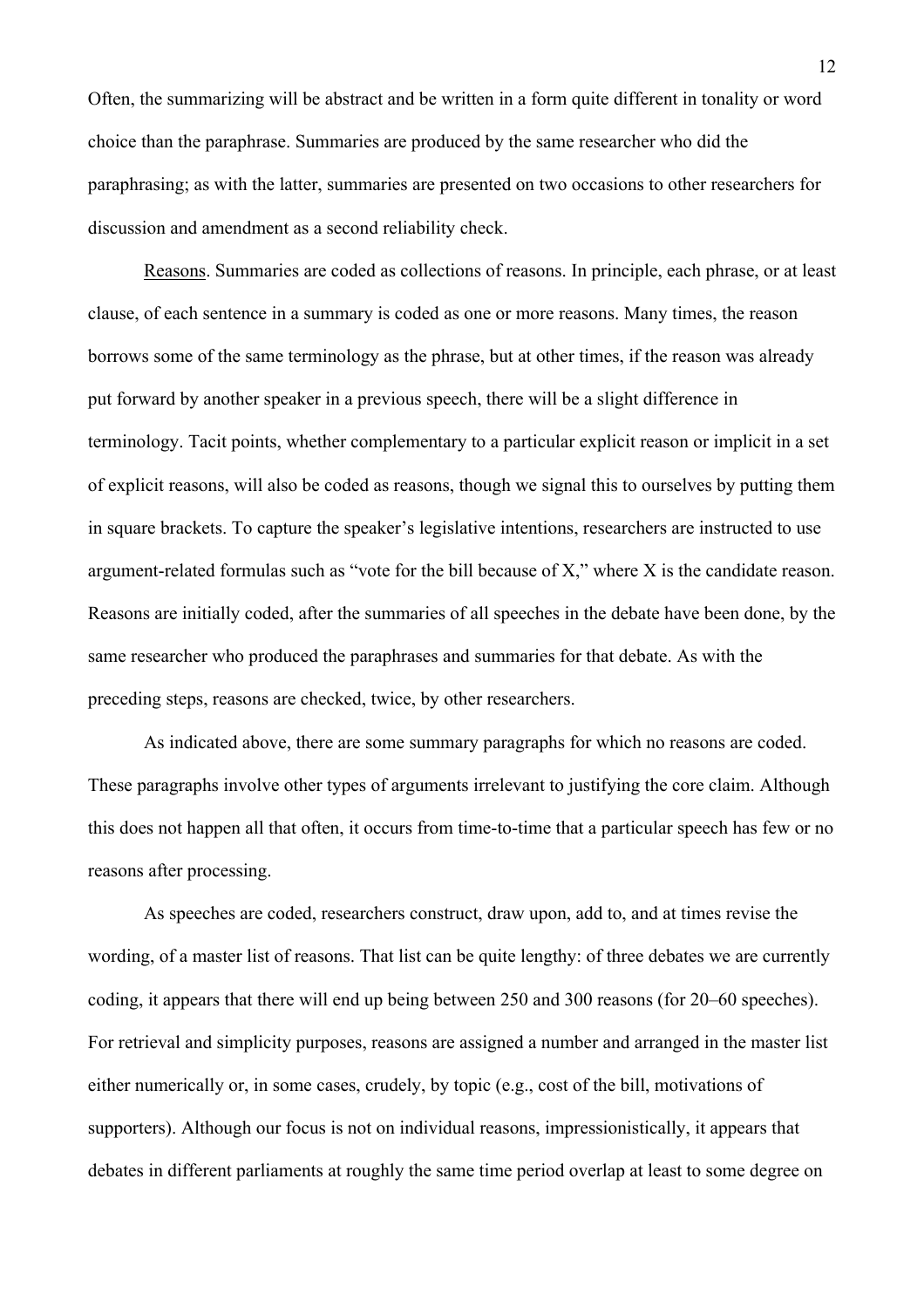Often, the summarizing will be abstract and be written in a form quite different in tonality or word choice than the paraphrase. Summaries are produced by the same researcher who did the paraphrasing; as with the latter, summaries are presented on two occasions to other researchers for discussion and amendment as a second reliability check.

<u>Reasons</u>. Summaries are coded as collections of reasons. In principle, each phrase, or at least clause, of each sentence in a summary is coded as one or more reasons. Many times, the reason borrows some of the same terminology as the phrase, but at other times, if the reason was already put forward by another speaker in a previous speech, there will be a slight difference in terminology. Tacit points, whether complementary to a particular explicit reason or implicit in a set of explicit reasons, will also be coded as reasons, though we signal this to ourselves by putting them in square brackets. To capture the speaker's legislative intentions, researchers are instructed to use argument-related formulas such as "vote for the bill because of X," where X is the candidate reason. Reasons are initially coded, after the summaries of all speeches in the debate have been done, by the same researcher who produced the paraphrases and summaries for that debate. As with the preceding steps, reasons are checked, twice, by other researchers.

As indicated above, there are some summary paragraphs for which no reasons are coded. These paragraphs involve other types of arguments irrelevant to justifying the core claim. Although this does not happen all that often, it occurs from time-to-time that a particular speech has few or no reasons after processing.

As speeches are coded, researchers construct, draw upon, add to, and at times revise the wording, of a master list of reasons. That list can be quite lengthy: of three debates we are currently coding, it appears that there will end up being between 250 and 300 reasons (for 20–60 speeches). For retrieval and simplicity purposes, reasons are assigned a number and arranged in the master list either numerically or, in some cases, crudely, by topic (e.g., cost of the bill, motivations of supporters). Although our focus is not on individual reasons, impressionistically, it appears that debates in different parliaments at roughly the same time period overlap at least to some degree on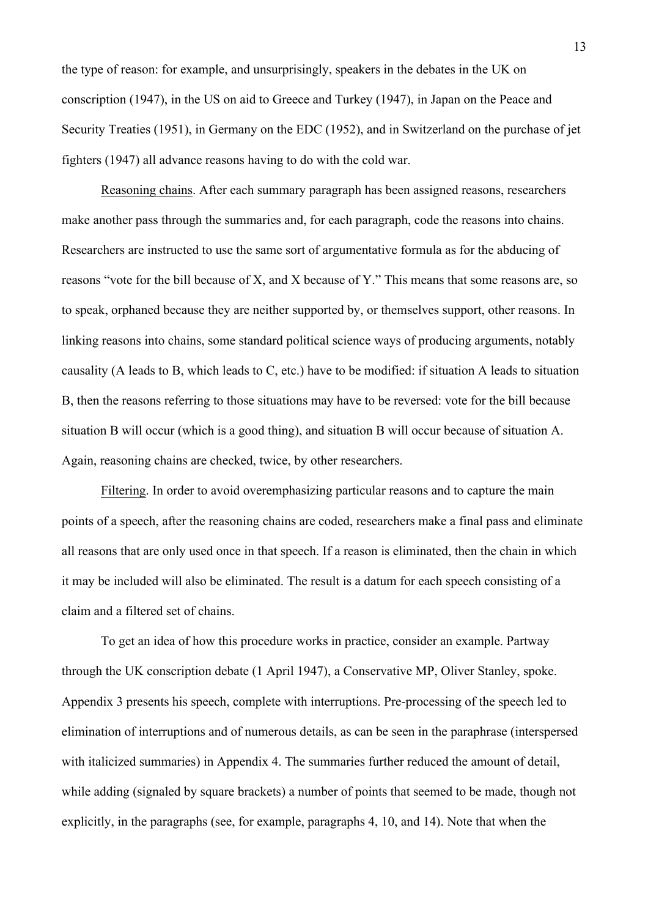the type of reason: for example, and unsurprisingly, speakers in the debates in the UK on conscription (1947), in the US on aid to Greece and Turkey (1947), in Japan on the Peace and Security Treaties (1951), in Germany on the EDC (1952), and in Switzerland on the purchase of jet fighters (1947) all advance reasons having to do with the cold war.

Reasoning chains. After each summary paragraph has been assigned reasons, researchers make another pass through the summaries and, for each paragraph, code the reasons into chains. Researchers are instructed to use the same sort of argumentative formula as for the abducing of reasons "vote for the bill because of X, and X because of Y." This means that some reasons are, so to speak, orphaned because they are neither supported by, or themselves support, other reasons. In linking reasons into chains, some standard political science ways of producing arguments, notably causality (A leads to B, which leads to C, etc.) have to be modified: if situation A leads to situation B, then the reasons referring to those situations may have to be reversed: vote for the bill because situation B will occur (which is a good thing), and situation B will occur because of situation A. Again, reasoning chains are checked, twice, by other researchers.

Filtering. In order to avoid overemphasizing particular reasons and to capture the main points of a speech, after the reasoning chains are coded, researchers make a final pass and eliminate all reasons that are only used once in that speech. If a reason is eliminated, then the chain in which it may be included will also be eliminated. The result is a datum for each speech consisting of a claim and a filtered set of chains.

To get an idea of how this procedure works in practice, consider an example. Partway through the UK conscription debate (1 April 1947), a Conservative MP, Oliver Stanley, spoke. Appendix 3 presents his speech, complete with interruptions. Pre-processing of the speech led to elimination of interruptions and of numerous details, as can be seen in the paraphrase (interspersed with italicized summaries) in Appendix 4. The summaries further reduced the amount of detail, while adding (signaled by square brackets) a number of points that seemed to be made, though not explicitly, in the paragraphs (see, for example, paragraphs 4, 10, and 14). Note that when the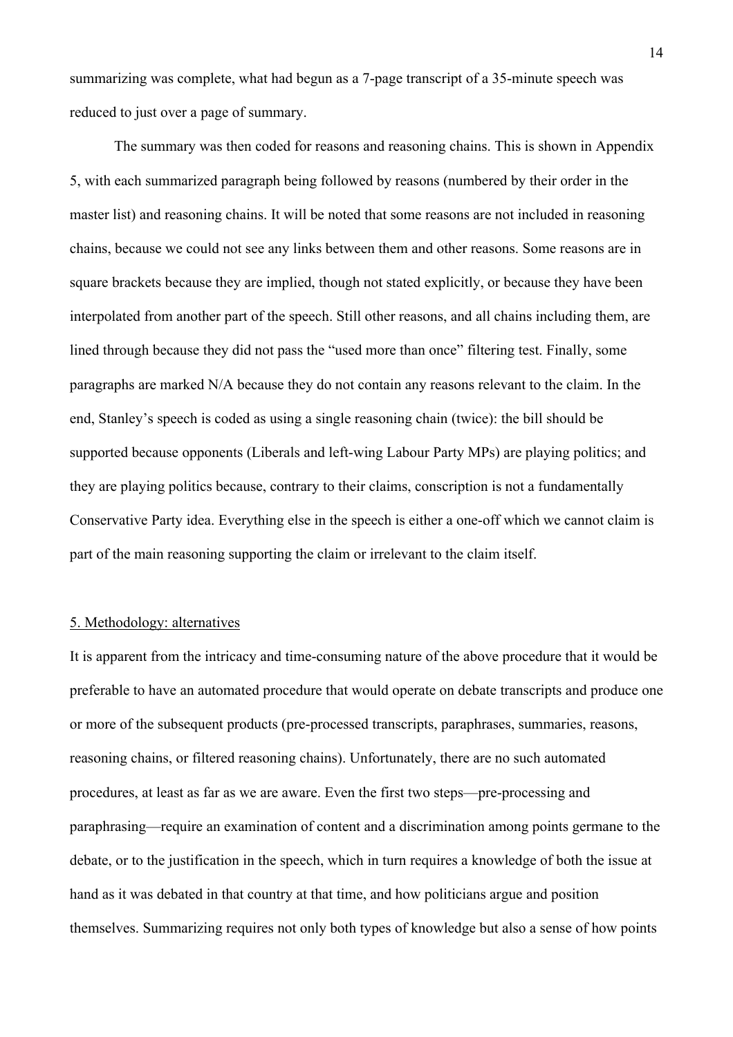summarizing was complete, what had begun as a 7-page transcript of a 35-minute speech was reduced to just over a page of summary.

The summary was then coded for reasons and reasoning chains. This is shown in Appendix 5, with each summarized paragraph being followed by reasons (numbered by their order in the master list) and reasoning chains. It will be noted that some reasons are not included in reasoning chains, because we could not see any links between them and other reasons. Some reasons are in square brackets because they are implied, though not stated explicitly, or because they have been interpolated from another part of the speech. Still other reasons, and all chains including them, are lined through because they did not pass the "used more than once" filtering test. Finally, some paragraphs are marked N/A because they do not contain any reasons relevant to the claim. In the end, Stanley's speech is coded as using a single reasoning chain (twice): the bill should be supported because opponents (Liberals and left-wing Labour Party MPs) are playing politics; and they are playing politics because, contrary to their claims, conscription is not a fundamentally Conservative Party idea. Everything else in the speech is either a one-off which we cannot claim is part of the main reasoning supporting the claim or irrelevant to the claim itself.

## 5. Methodology: alternatives

It is apparent from the intricacy and time-consuming nature of the above procedure that it would be preferable to have an automated procedure that would operate on debate transcripts and produce one or more of the subsequent products (pre-processed transcripts, paraphrases, summaries, reasons, reasoning chains, or filtered reasoning chains). Unfortunately, there are no such automated procedures, at least as far as we are aware. Even the first two steps—pre-processing and paraphrasing—require an examination of content and a discrimination among points germane to the debate, or to the justification in the speech, which in turn requires a knowledge of both the issue at hand as it was debated in that country at that time, and how politicians argue and position themselves. Summarizing requires not only both types of knowledge but also a sense of how points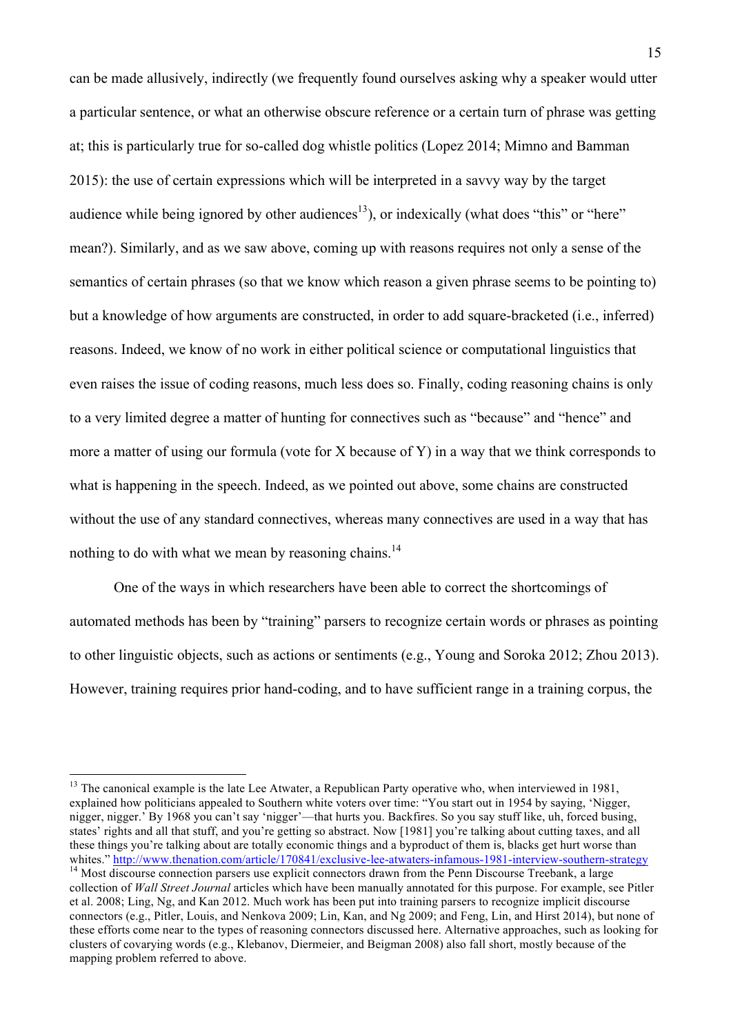can be made allusively, indirectly (we frequently found ourselves asking why a speaker would utter a particular sentence, or what an otherwise obscure reference or a certain turn of phrase was getting at; this is particularly true for so-called dog whistle politics (Lopez 2014; Mimno and Bamman 2015): the use of certain expressions which will be interpreted in a savvy way by the target audience while being ignored by other audiences[13]), or indexically (what does "this" or "here" mean?). Similarly, and as we saw above, coming up with reasons requires not only a sense of the semantics of certain phrases (so that we know which reason a given phrase seems to be pointing to) but a knowledge of how arguments are constructed, in order to add square-bracketed (i.e., inferred) reasons. Indeed, we know of no work in either political science or computational linguistics that even raises the issue of coding reasons, much less does so. Finally, coding reasoning chains is only to a very limited degree a matter of hunting for connectives such as "because" and "hence" and more a matter of using our formula (vote for X because of Y) in a way that we think corresponds to what is happening in the speech. Indeed, as we pointed out above, some chains are constructed without the use of any standard connectives, whereas many connectives are used in a way that has nothing to do with what we mean by reasoning chains.[14]

One of the ways in which researchers have been able to correct the shortcomings of automated methods has been by "training" parsers to recognize certain words or phrases as pointing to other linguistic objects, such as actions or sentiments (e.g., Young and Soroka 2012; Zhou 2013). However, training requires prior hand-coding, and to have sufficient range in a training corpus, the

---

[13] The canonical example is the late Lee Atwater, a Republican Party operative who, when interviewed in 1981, explained how politicians appealed to Southern white voters over time: "You start out in 1954 by saying, 'Nigger, nigger, nigger.' By 1968 you can't say 'nigger'—that hurts you. Backfires. So you say stuff like, uh, forced busing, states' rights and all that stuff, and you're getting so abstract. Now [1981] you're talking about cutting taxes, and all these things you're talking about are totally economic things and a byproduct of them is, blacks get hurt worse than whites." http://www.thenation.com/article/170841/exclusive-lee-atwaters-infamous-1981-interview-southern-strategy

[14] Most discourse connection parsers use explicit connectors drawn from the Penn Discourse Treebank, a large collection of *Wall Street Journal* articles which have been manually annotated for this purpose. For example, see Pitler et al. 2008; Ling, Ng, and Kan 2012. Much work has been put into training parsers to recognize implicit discourse connectors (e.g., Pitler, Louis, and Nenkova 2009; Lin, Kan, and Ng 2009; and Feng, Lin, and Hirst 2014), but none of these efforts come near to the types of reasoning connectors discussed here. Alternative approaches, such as looking for clusters of covarying words (e.g., Klebanov, Diermeier, and Beigman 2008) also fall short, mostly because of the mapping problem referred to above.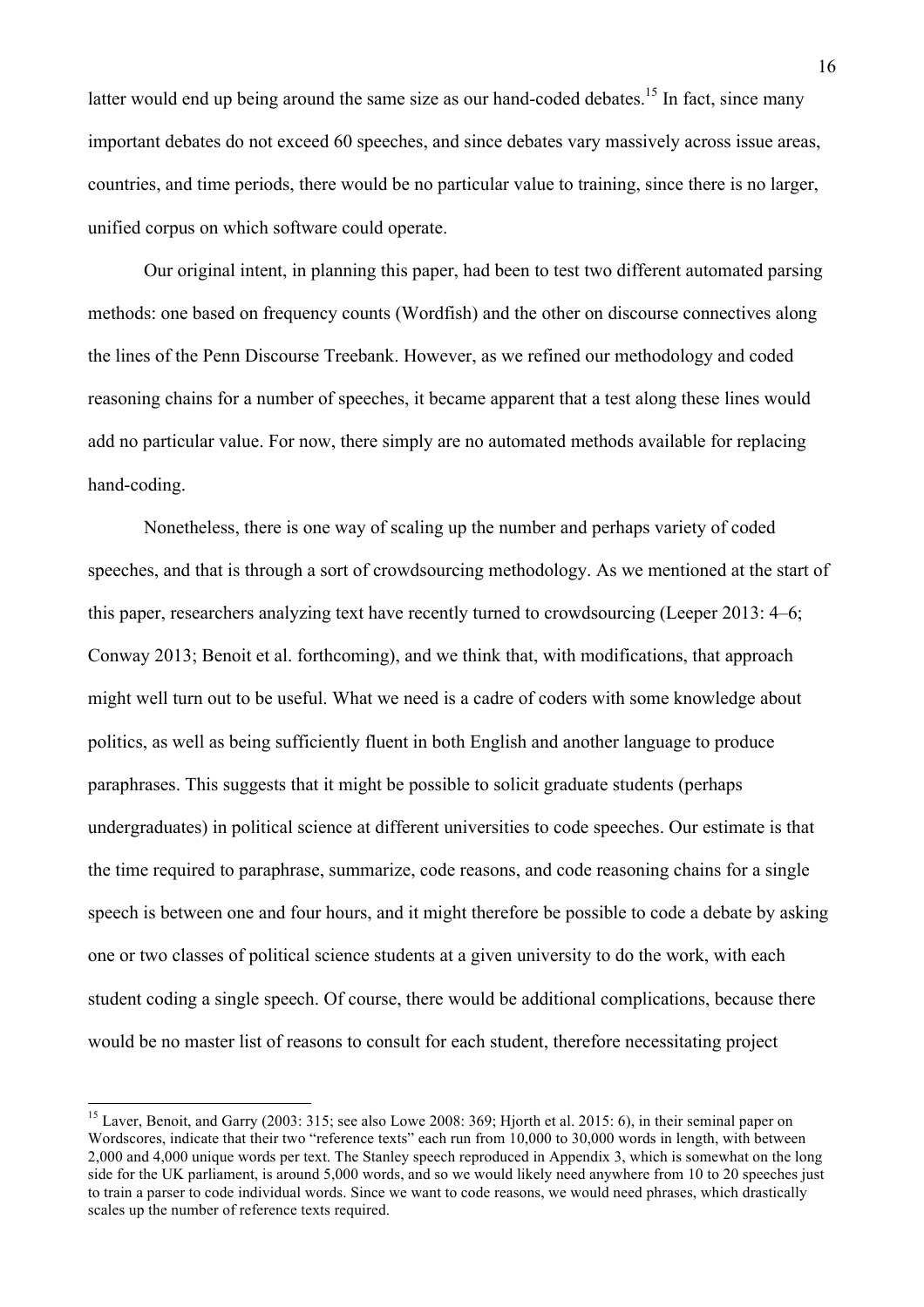latter would end up being around the same size as our hand-coded debates.[15] In fact, since many important debates do not exceed 60 speeches, and since debates vary massively across issue areas, countries, and time periods, there would be no particular value to training, since there is no larger, unified corpus on which software could operate.

Our original intent, in planning this paper, had been to test two different automated parsing methods: one based on frequency counts (Wordfish) and the other on discourse connectives along the lines of the Penn Discourse Treebank. However, as we refined our methodology and coded reasoning chains for a number of speeches, it became apparent that a test along these lines would add no particular value. For now, there simply are no automated methods available for replacing hand-coding.

Nonetheless, there is one way of scaling up the number and perhaps variety of coded speeches, and that is through a sort of crowdsourcing methodology. As we mentioned at the start of this paper, researchers analyzing text have recently turned to crowdsourcing (Leeper 2013: 4–6; Conway 2013; Benoit et al. forthcoming), and we think that, with modifications, that approach might well turn out to be useful. What we need is a cadre of coders with some knowledge about politics, as well as being sufficiently fluent in both English and another language to produce paraphrases. This suggests that it might be possible to solicit graduate students (perhaps undergraduates) in political science at different universities to code speeches. Our estimate is that the time required to paraphrase, summarize, code reasons, and code reasoning chains for a single speech is between one and four hours, and it might therefore be possible to code a debate by asking one or two classes of political science students at a given university to do the work, with each student coding a single speech. Of course, there would be additional complications, because there would be no master list of reasons to consult for each student, therefore necessitating project

[15] Laver, Benoit, and Garry (2003: 315; see also Lowe 2008: 369; Hjorth et al. 2015: 6), in their seminal paper on Wordscores, indicate that their two "reference texts" each run from 10,000 to 30,000 words in length, with between 2,000 and 4,000 unique words per text. The Stanley speech reproduced in Appendix 3, which is somewhat on the long side for the UK parliament, is around 5,000 words, and so we would likely need anywhere from 10 to 20 speeches just to train a parser to code individual words. Since we want to code reasons, we would need phrases, which drastically scales up the number of reference texts required.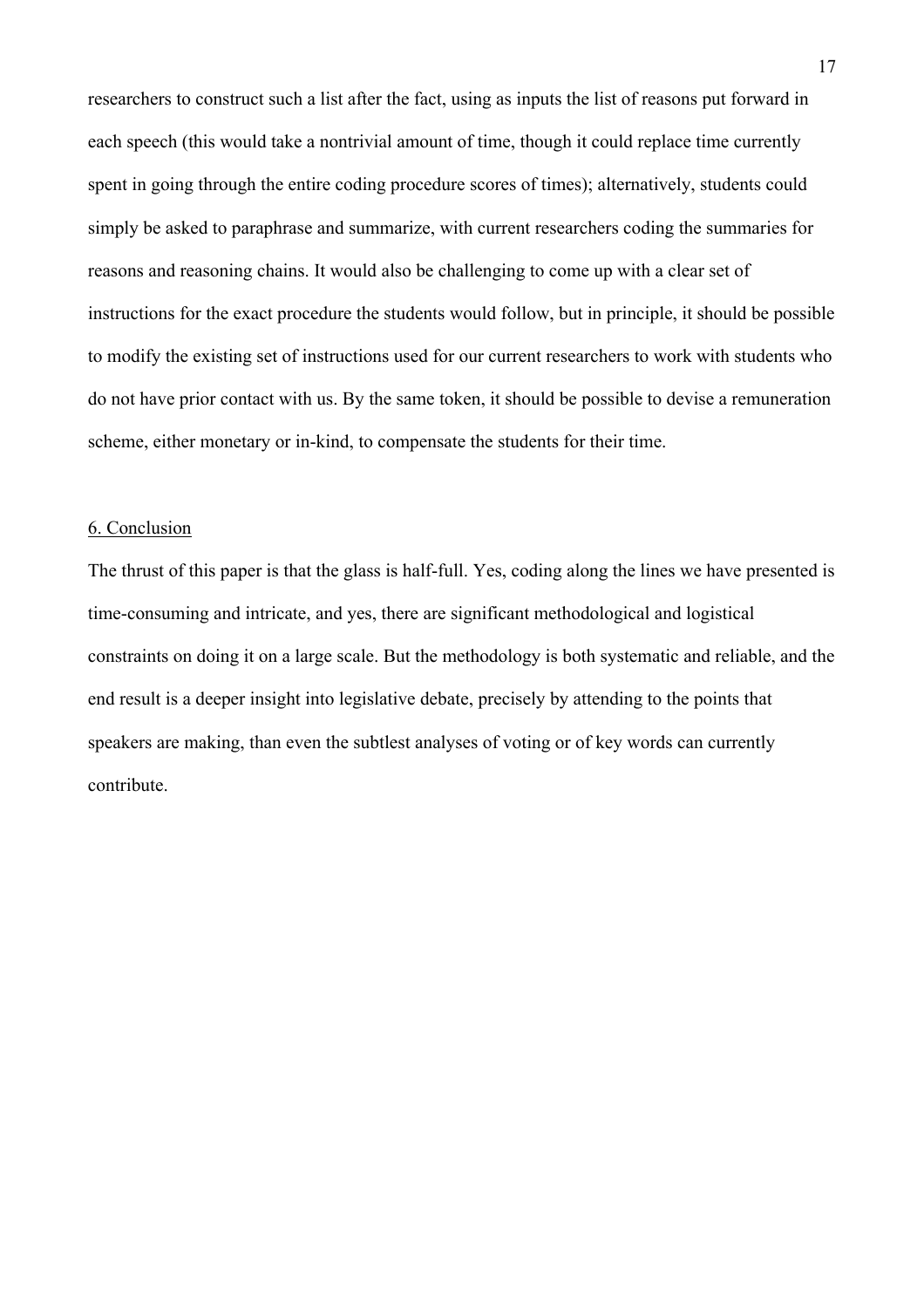researchers to construct such a list after the fact, using as inputs the list of reasons put forward in each speech (this would take a nontrivial amount of time, though it could replace time currently spent in going through the entire coding procedure scores of times); alternatively, students could simply be asked to paraphrase and summarize, with current researchers coding the summaries for reasons and reasoning chains. It would also be challenging to come up with a clear set of instructions for the exact procedure the students would follow, but in principle, it should be possible to modify the existing set of instructions used for our current researchers to work with students who do not have prior contact with us. By the same token, it should be possible to devise a remuneration scheme, either monetary or in-kind, to compensate the students for their time.

## 6. Conclusion

The thrust of this paper is that the glass is half-full. Yes, coding along the lines we have presented is time-consuming and intricate, and yes, there are significant methodological and logistical constraints on doing it on a large scale. But the methodology is both systematic and reliable, and the end result is a deeper insight into legislative debate, precisely by attending to the points that speakers are making, than even the subtlest analyses of voting or of key words can currently contribute.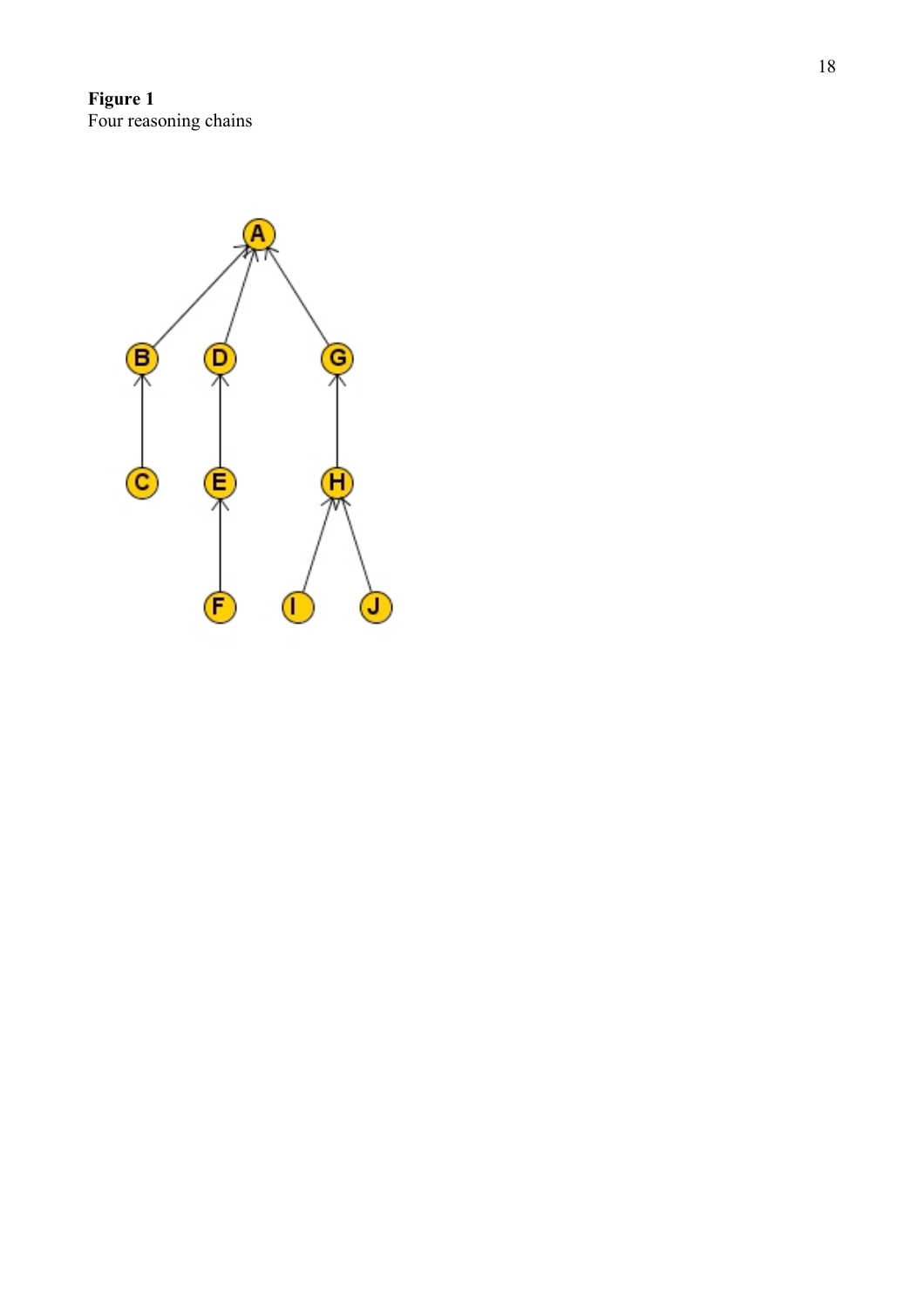**Figure 1**

Four reasoning chains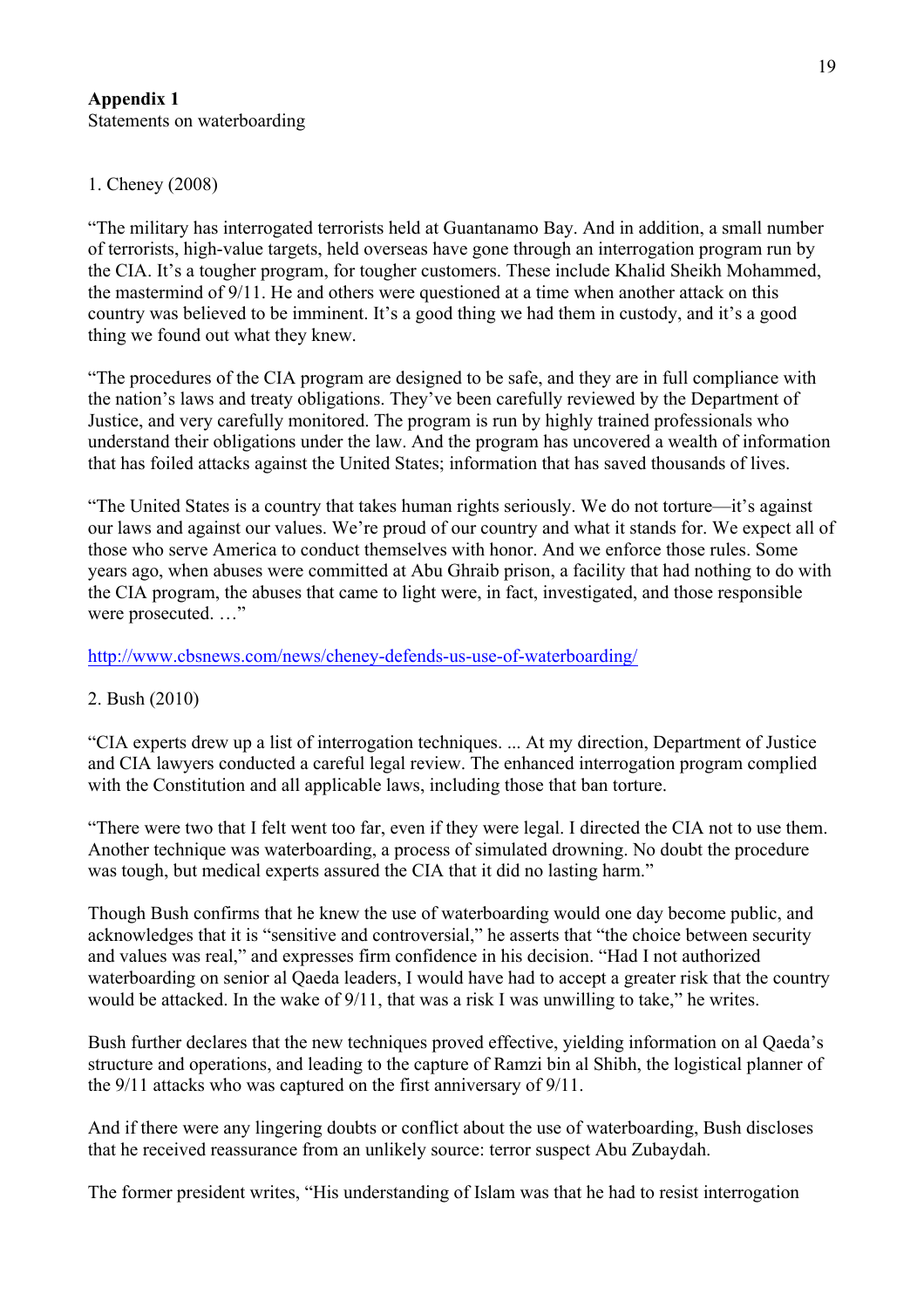**Appendix 1**
Statements on waterboarding

1. Cheney (2008)

"The military has interrogated terrorists held at Guantanamo Bay. And in addition, a small number of terrorists, high-value targets, held overseas have gone through an interrogation program run by the CIA. It's a tougher program, for tougher customers. These include Khalid Sheikh Mohammed, the mastermind of 9/11. He and others were questioned at a time when another attack on this country was believed to be imminent. It's a good thing we had them in custody, and it's a good thing we found out what they knew.

"The procedures of the CIA program are designed to be safe, and they are in full compliance with the nation's laws and treaty obligations. They've been carefully reviewed by the Department of Justice, and very carefully monitored. The program is run by highly trained professionals who understand their obligations under the law. And the program has uncovered a wealth of information that has foiled attacks against the United States; information that has saved thousands of lives.

"The United States is a country that takes human rights seriously. We do not torture—it's against our laws and against our values. We're proud of our country and what it stands for. We expect all of those who serve America to conduct themselves with honor. And we enforce those rules. Some years ago, when abuses were committed at Abu Ghraib prison, a facility that had nothing to do with the CIA program, the abuses that came to light were, in fact, investigated, and those responsible were prosecuted. …"

http://www.cbsnews.com/news/cheney-defends-us-use-of-waterboarding/

2. Bush (2010)

"CIA experts drew up a list of interrogation techniques. ... At my direction, Department of Justice and CIA lawyers conducted a careful legal review. The enhanced interrogation program complied with the Constitution and all applicable laws, including those that ban torture.

"There were two that I felt went too far, even if they were legal. I directed the CIA not to use them. Another technique was waterboarding, a process of simulated drowning. No doubt the procedure was tough, but medical experts assured the CIA that it did no lasting harm."

Though Bush confirms that he knew the use of waterboarding would one day become public, and acknowledges that it is "sensitive and controversial," he asserts that "the choice between security and values was real," and expresses firm confidence in his decision. "Had I not authorized waterboarding on senior al Qaeda leaders, I would have had to accept a greater risk that the country would be attacked. In the wake of 9/11, that was a risk I was unwilling to take," he writes.

Bush further declares that the new techniques proved effective, yielding information on al Qaeda's structure and operations, and leading to the capture of Ramzi bin al Shibh, the logistical planner of the 9/11 attacks who was captured on the first anniversary of 9/11.

And if there were any lingering doubts or conflict about the use of waterboarding, Bush discloses that he received reassurance from an unlikely source: terror suspect Abu Zubaydah.

The former president writes, "His understanding of Islam was that he had to resist interrogation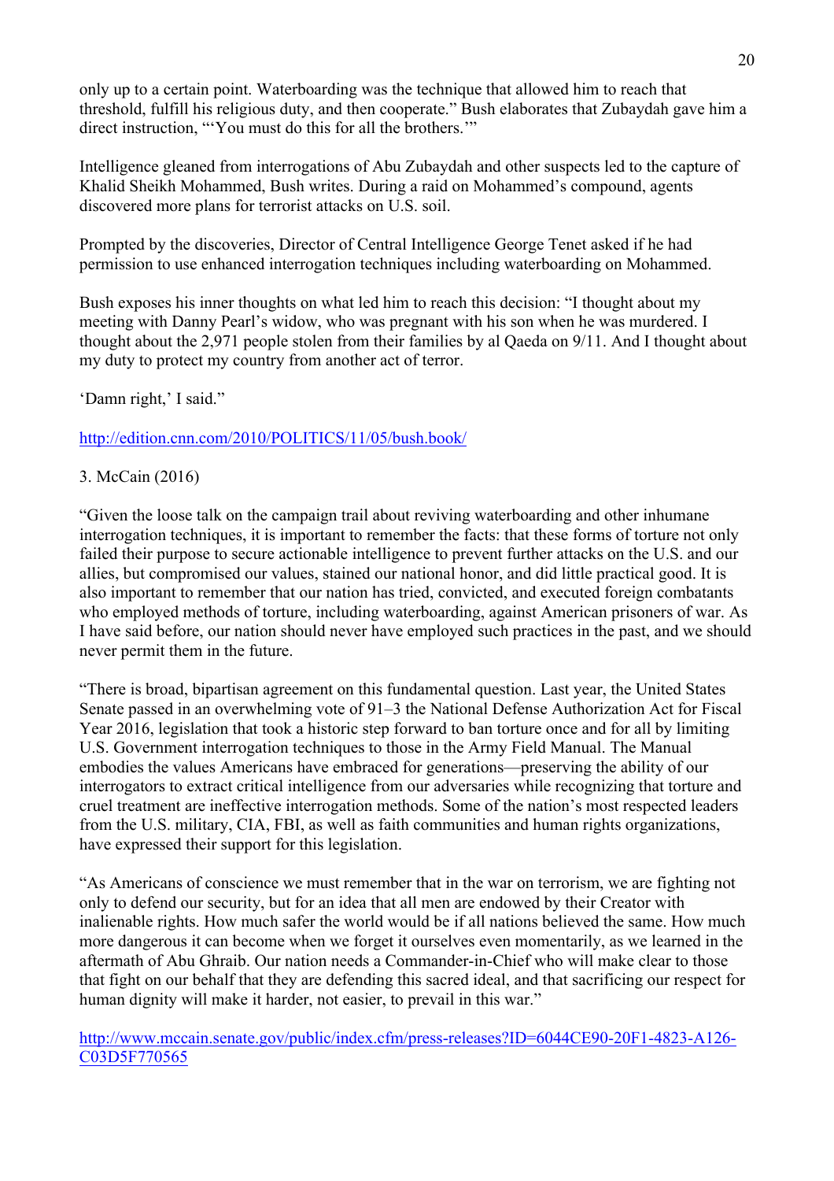only up to a certain point. Waterboarding was the technique that allowed him to reach that threshold, fulfill his religious duty, and then cooperate." Bush elaborates that Zubaydah gave him a direct instruction, "'You must do this for all the brothers.'"

Intelligence gleaned from interrogations of Abu Zubaydah and other suspects led to the capture of Khalid Sheikh Mohammed, Bush writes. During a raid on Mohammed's compound, agents discovered more plans for terrorist attacks on U.S. soil.

Prompted by the discoveries, Director of Central Intelligence George Tenet asked if he had permission to use enhanced interrogation techniques including waterboarding on Mohammed.

Bush exposes his inner thoughts on what led him to reach this decision: "I thought about my meeting with Danny Pearl's widow, who was pregnant with his son when he was murdered. I thought about the 2,971 people stolen from their families by al Qaeda on 9/11. And I thought about my duty to protect my country from another act of terror.

'Damn right,' I said."

http://edition.cnn.com/2010/POLITICS/11/05/bush.book/

3. McCain (2016)

"Given the loose talk on the campaign trail about reviving waterboarding and other inhumane interrogation techniques, it is important to remember the facts: that these forms of torture not only failed their purpose to secure actionable intelligence to prevent further attacks on the U.S. and our allies, but compromised our values, stained our national honor, and did little practical good. It is also important to remember that our nation has tried, convicted, and executed foreign combatants who employed methods of torture, including waterboarding, against American prisoners of war. As I have said before, our nation should never have employed such practices in the past, and we should never permit them in the future.

"There is broad, bipartisan agreement on this fundamental question. Last year, the United States Senate passed in an overwhelming vote of 91–3 the National Defense Authorization Act for Fiscal Year 2016, legislation that took a historic step forward to ban torture once and for all by limiting U.S. Government interrogation techniques to those in the Army Field Manual. The Manual embodies the values Americans have embraced for generations—preserving the ability of our interrogators to extract critical intelligence from our adversaries while recognizing that torture and cruel treatment are ineffective interrogation methods. Some of the nation's most respected leaders from the U.S. military, CIA, FBI, as well as faith communities and human rights organizations, have expressed their support for this legislation.

"As Americans of conscience we must remember that in the war on terrorism, we are fighting not only to defend our security, but for an idea that all men are endowed by their Creator with inalienable rights. How much safer the world would be if all nations believed the same. How much more dangerous it can become when we forget it ourselves even momentarily, as we learned in the aftermath of Abu Ghraib. Our nation needs a Commander-in-Chief who will make clear to those that fight on our behalf that they are defending this sacred ideal, and that sacrificing our respect for human dignity will make it harder, not easier, to prevail in this war."

http://www.mccain.senate.gov/public/index.cfm/press-releases?ID=6044CE90-20F1-4823-A126-C03D5F770565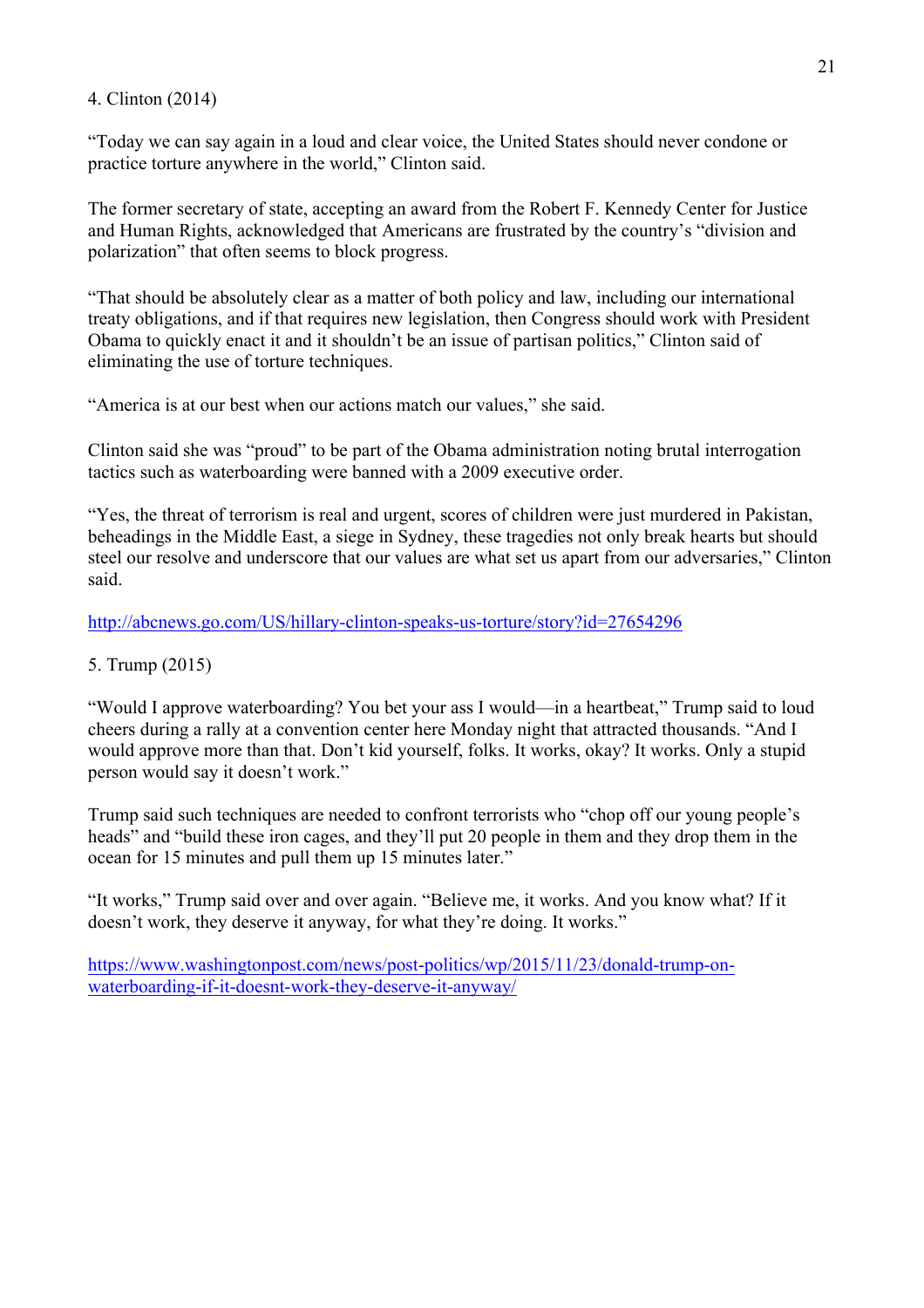4. Clinton (2014)

"Today we can say again in a loud and clear voice, the United States should never condone or practice torture anywhere in the world," Clinton said.

The former secretary of state, accepting an award from the Robert F. Kennedy Center for Justice and Human Rights, acknowledged that Americans are frustrated by the country's "division and polarization" that often seems to block progress.

"That should be absolutely clear as a matter of both policy and law, including our international treaty obligations, and if that requires new legislation, then Congress should work with President Obama to quickly enact it and it shouldn't be an issue of partisan politics," Clinton said of eliminating the use of torture techniques.

"America is at our best when our actions match our values," she said.

Clinton said she was "proud" to be part of the Obama administration noting brutal interrogation tactics such as waterboarding were banned with a 2009 executive order.

"Yes, the threat of terrorism is real and urgent, scores of children were just murdered in Pakistan, beheadings in the Middle East, a siege in Sydney, these tragedies not only break hearts but should steel our resolve and underscore that our values are what set us apart from our adversaries," Clinton said.

http://abcnews.go.com/US/hillary-clinton-speaks-us-torture/story?id=27654296

5. Trump (2015)

"Would I approve waterboarding? You bet your ass I would—in a heartbeat," Trump said to loud cheers during a rally at a convention center here Monday night that attracted thousands. "And I would approve more than that. Don't kid yourself, folks. It works, okay? It works. Only a stupid person would say it doesn't work."

Trump said such techniques are needed to confront terrorists who "chop off our young people's heads" and "build these iron cages, and they'll put 20 people in them and they drop them in the ocean for 15 minutes and pull them up 15 minutes later."

"It works," Trump said over and over again. "Believe me, it works. And you know what? If it doesn't work, they deserve it anyway, for what they're doing. It works."

https://www.washingtonpost.com/news/post-politics/wp/2015/11/23/donald-trump-on-waterboarding-if-it-doesnt-work-they-deserve-it-anyway/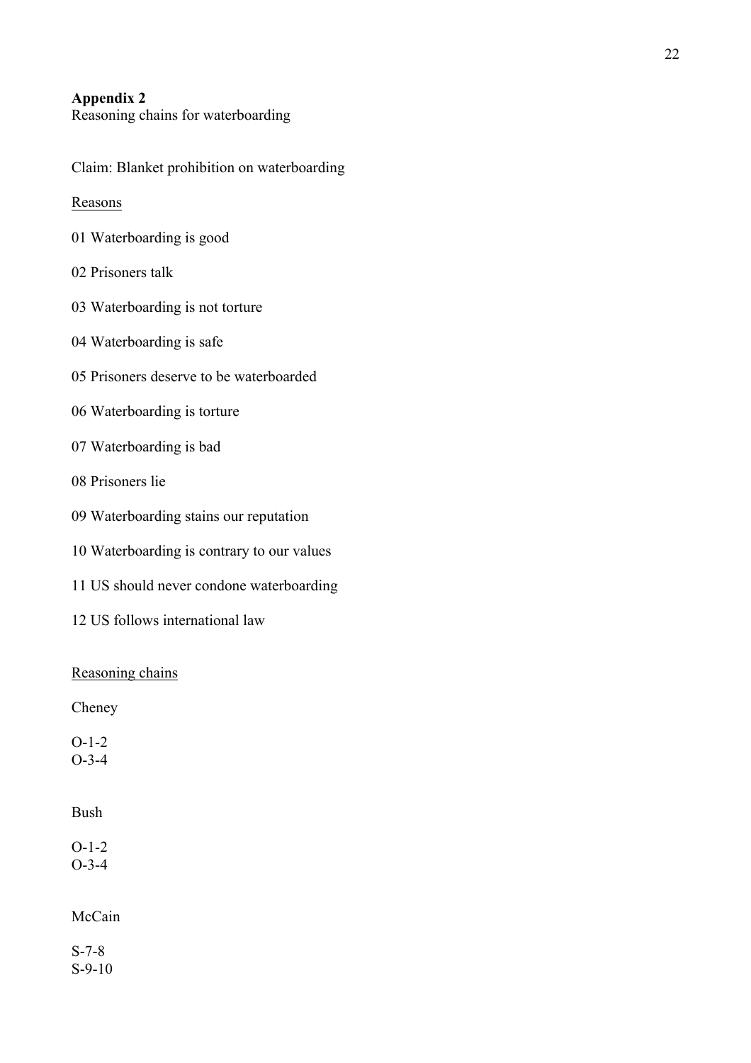**Appendix 2**

Reasoning chains for waterboarding

Claim: Blanket prohibition on waterboarding

Reasons

01 Waterboarding is good

02 Prisoners talk

03 Waterboarding is not torture

04 Waterboarding is safe

05 Prisoners deserve to be waterboarded

06 Waterboarding is torture

07 Waterboarding is bad

08 Prisoners lie

09 Waterboarding stains our reputation

10 Waterboarding is contrary to our values

11 US should never condone waterboarding

12 US follows international law

Reasoning chains

Cheney

O-1-2
O-3-4

Bush

O-1-2
O-3-4

McCain

S-7-8
S-9-10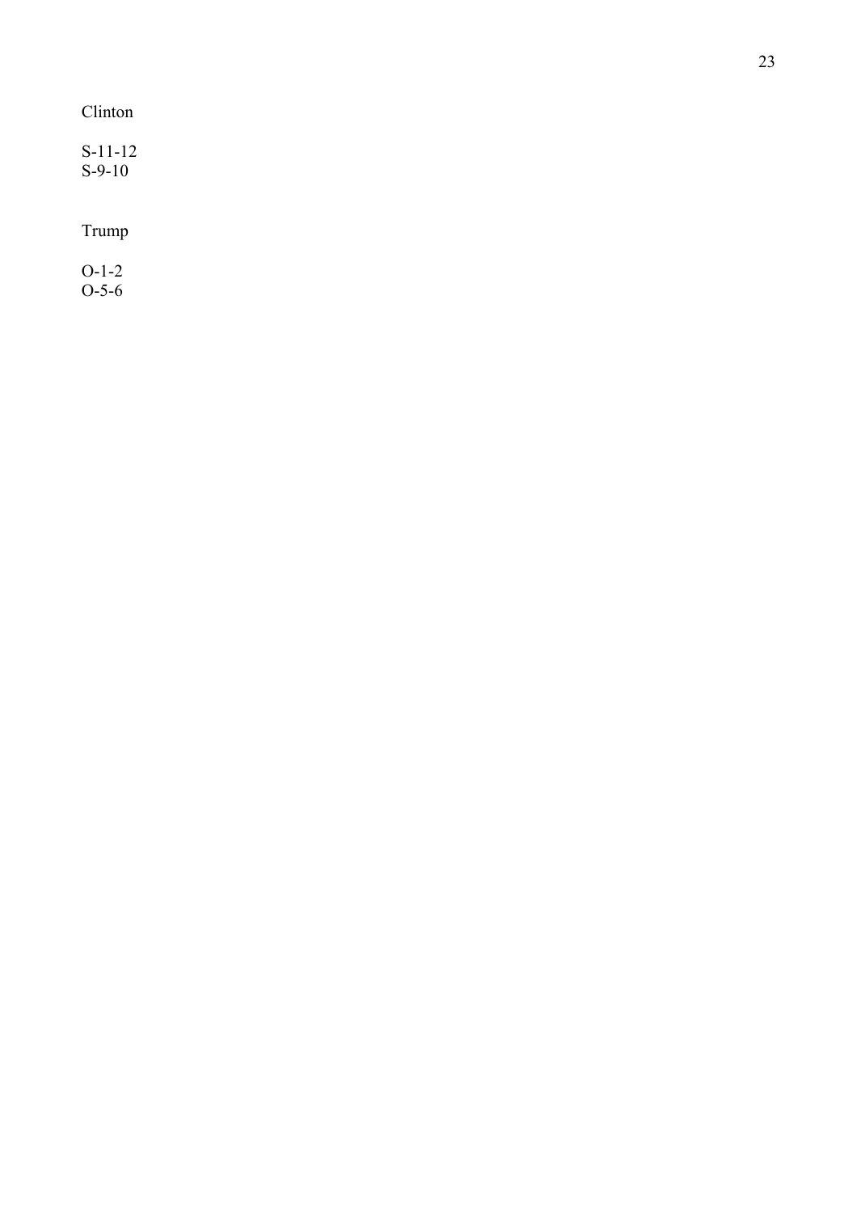Clinton

S-11-12
S-9-10

Trump

O-1-2
O-5-6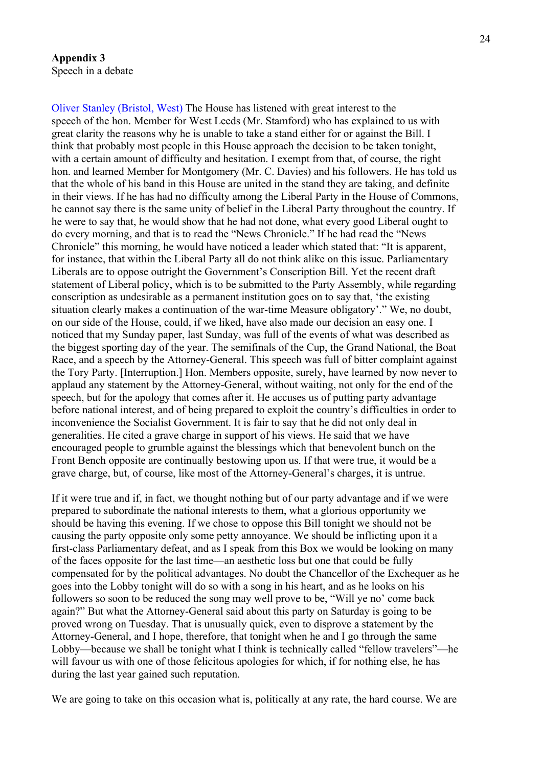**Appendix 3**
Speech in a debate

Oliver Stanley (Bristol, West) The House has listened with great interest to the speech of the hon. Member for West Leeds (Mr. Stamford) who has explained to us with great clarity the reasons why he is unable to take a stand either for or against the Bill. I think that probably most people in this House approach the decision to be taken tonight, with a certain amount of difficulty and hesitation. I exempt from that, of course, the right hon. and learned Member for Montgomery (Mr. C. Davies) and his followers. He has told us that the whole of his band in this House are united in the stand they are taking, and definite in their views. If he has had no difficulty among the Liberal Party in the House of Commons, he cannot say there is the same unity of belief in the Liberal Party throughout the country. If he were to say that, he would show that he had not done, what every good Liberal ought to do every morning, and that is to read the "News Chronicle." If he had read the "News Chronicle" this morning, he would have noticed a leader which stated that: "It is apparent, for instance, that within the Liberal Party all do not think alike on this issue. Parliamentary Liberals are to oppose outright the Government's Conscription Bill. Yet the recent draft statement of Liberal policy, which is to be submitted to the Party Assembly, while regarding conscription as undesirable as a permanent institution goes on to say that, 'the existing situation clearly makes a continuation of the war-time Measure obligatory'." We, no doubt, on our side of the House, could, if we liked, have also made our decision an easy one. I noticed that my Sunday paper, last Sunday, was full of the events of what was described as the biggest sporting day of the year. The semifinals of the Cup, the Grand National, the Boat Race, and a speech by the Attorney-General. This speech was full of bitter complaint against the Tory Party. [Interruption.] Hon. Members opposite, surely, have learned by now never to applaud any statement by the Attorney-General, without waiting, not only for the end of the speech, but for the apology that comes after it. He accuses us of putting party advantage before national interest, and of being prepared to exploit the country's difficulties in order to inconvenience the Socialist Government. It is fair to say that he did not only deal in generalities. He cited a grave charge in support of his views. He said that we have encouraged people to grumble against the blessings which that benevolent bunch on the Front Bench opposite are continually bestowing upon us. If that were true, it would be a grave charge, but, of course, like most of the Attorney-General's charges, it is untrue.

If it were true and if, in fact, we thought nothing but of our party advantage and if we were prepared to subordinate the national interests to them, what a glorious opportunity we should be having this evening. If we chose to oppose this Bill tonight we should not be causing the party opposite only some petty annoyance. We should be inflicting upon it a first-class Parliamentary defeat, and as I speak from this Box we would be looking on many of the faces opposite for the last time—an aesthetic loss but one that could be fully compensated for by the political advantages. No doubt the Chancellor of the Exchequer as he goes into the Lobby tonight will do so with a song in his heart, and as he looks on his followers so soon to be reduced the song may well prove to be, "Will ye no' come back again?" But what the Attorney-General said about this party on Saturday is going to be proved wrong on Tuesday. That is unusually quick, even to disprove a statement by the Attorney-General, and I hope, therefore, that tonight when he and I go through the same Lobby—because we shall be tonight what I think is technically called "fellow travelers"—he will favour us with one of those felicitous apologies for which, if for nothing else, he has during the last year gained such reputation.

We are going to take on this occasion what is, politically at any rate, the hard course. We are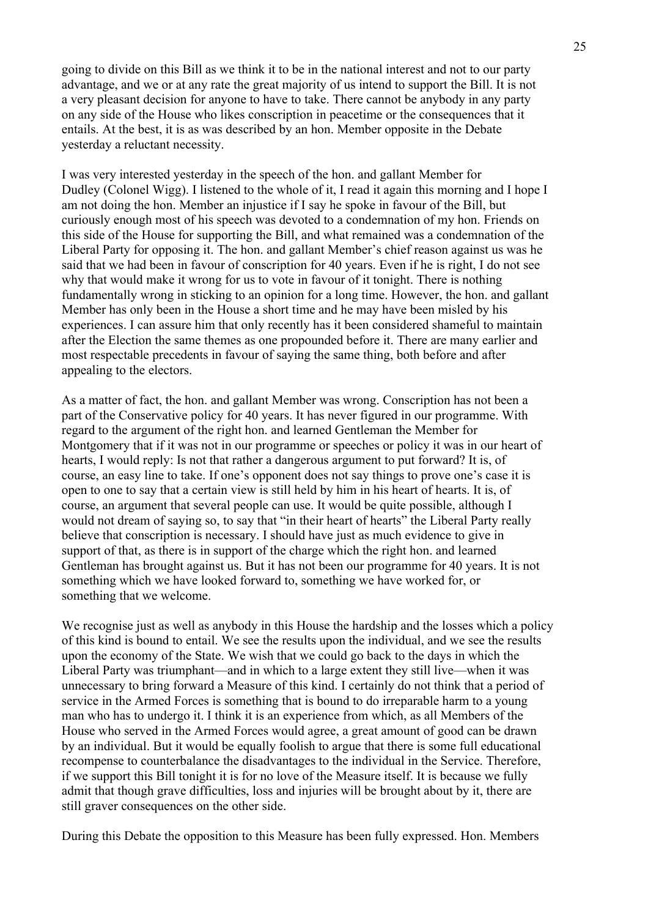going to divide on this Bill as we think it to be in the national interest and not to our party advantage, and we or at any rate the great majority of us intend to support the Bill. It is not a very pleasant decision for anyone to have to take. There cannot be anybody in any party on any side of the House who likes conscription in peacetime or the consequences that it entails. At the best, it is as was described by an hon. Member opposite in the Debate yesterday a reluctant necessity.

I was very interested yesterday in the speech of the hon. and gallant Member for Dudley (Colonel Wigg). I listened to the whole of it, I read it again this morning and I hope I am not doing the hon. Member an injustice if I say he spoke in favour of the Bill, but curiously enough most of his speech was devoted to a condemnation of my hon. Friends on this side of the House for supporting the Bill, and what remained was a condemnation of the Liberal Party for opposing it. The hon. and gallant Member's chief reason against us was he said that we had been in favour of conscription for 40 years. Even if he is right, I do not see why that would make it wrong for us to vote in favour of it tonight. There is nothing fundamentally wrong in sticking to an opinion for a long time. However, the hon. and gallant Member has only been in the House a short time and he may have been misled by his experiences. I can assure him that only recently has it been considered shameful to maintain after the Election the same themes as one propounded before it. There are many earlier and most respectable precedents in favour of saying the same thing, both before and after appealing to the electors.

As a matter of fact, the hon. and gallant Member was wrong. Conscription has not been a part of the Conservative policy for 40 years. It has never figured in our programme. With regard to the argument of the right hon. and learned Gentleman the Member for Montgomery that if it was not in our programme or speeches or policy it was in our heart of hearts, I would reply: Is not that rather a dangerous argument to put forward? It is, of course, an easy line to take. If one's opponent does not say things to prove one's case it is open to one to say that a certain view is still held by him in his heart of hearts. It is, of course, an argument that several people can use. It would be quite possible, although I would not dream of saying so, to say that "in their heart of hearts" the Liberal Party really believe that conscription is necessary. I should have just as much evidence to give in support of that, as there is in support of the charge which the right hon. and learned Gentleman has brought against us. But it has not been our programme for 40 years. It is not something which we have looked forward to, something we have worked for, or something that we welcome.

We recognise just as well as anybody in this House the hardship and the losses which a policy of this kind is bound to entail. We see the results upon the individual, and we see the results upon the economy of the State. We wish that we could go back to the days in which the Liberal Party was triumphant—and in which to a large extent they still live—when it was unnecessary to bring forward a Measure of this kind. I certainly do not think that a period of service in the Armed Forces is something that is bound to do irreparable harm to a young man who has to undergo it. I think it is an experience from which, as all Members of the House who served in the Armed Forces would agree, a great amount of good can be drawn by an individual. But it would be equally foolish to argue that there is some full educational recompense to counterbalance the disadvantages to the individual in the Service. Therefore, if we support this Bill tonight it is for no love of the Measure itself. It is because we fully admit that though grave difficulties, loss and injuries will be brought about by it, there are still graver consequences on the other side.

During this Debate the opposition to this Measure has been fully expressed. Hon. Members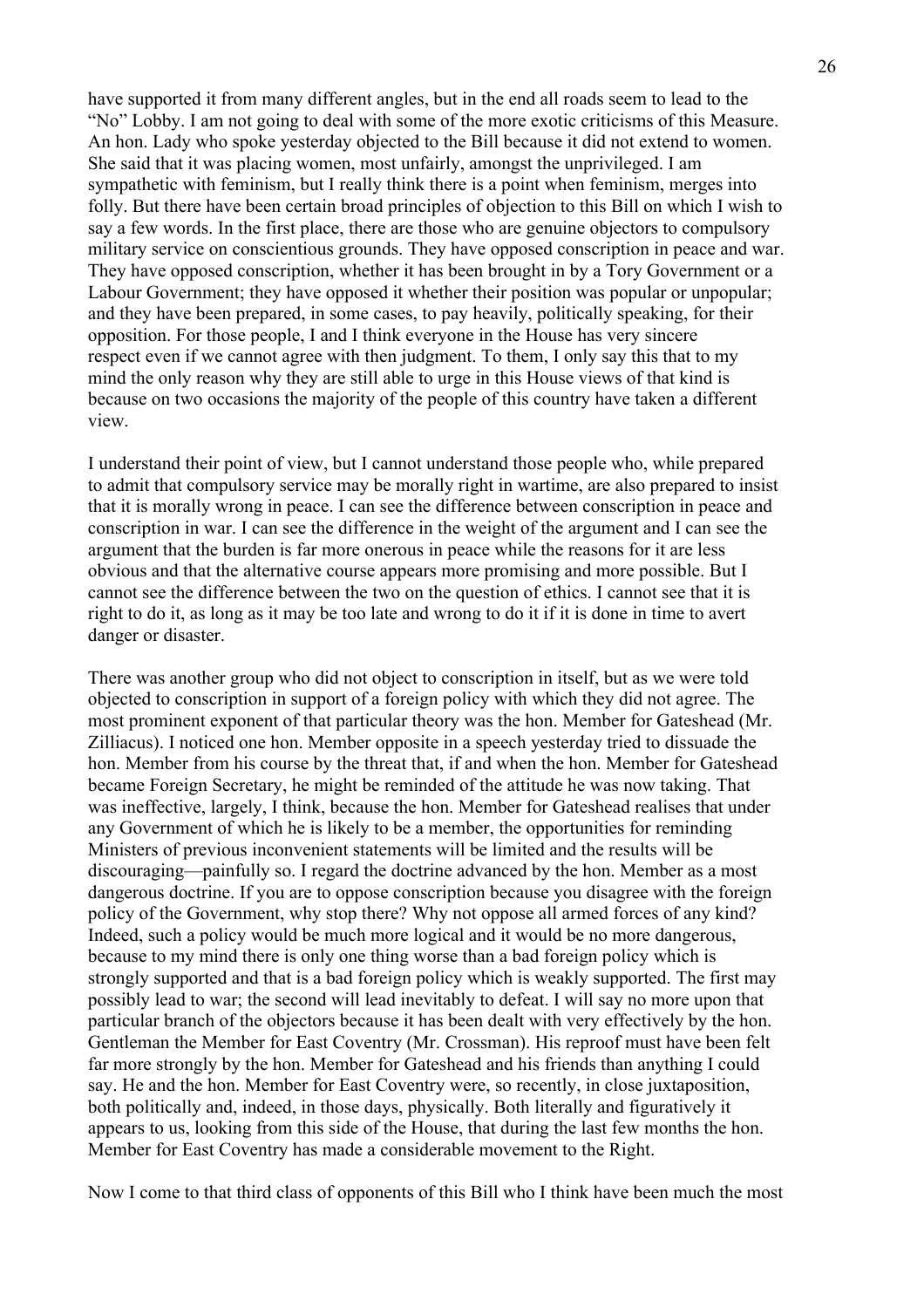have supported it from many different angles, but in the end all roads seem to lead to the "No" Lobby. I am not going to deal with some of the more exotic criticisms of this Measure. An hon. Lady who spoke yesterday objected to the Bill because it did not extend to women. She said that it was placing women, most unfairly, amongst the unprivileged. I am sympathetic with feminism, but I really think there is a point when feminism, merges into folly. But there have been certain broad principles of objection to this Bill on which I wish to say a few words. In the first place, there are those who are genuine objectors to compulsory military service on conscientious grounds. They have opposed conscription in peace and war. They have opposed conscription, whether it has been brought in by a Tory Government or a Labour Government; they have opposed it whether their position was popular or unpopular; and they have been prepared, in some cases, to pay heavily, politically speaking, for their opposition. For those people, I and I think everyone in the House has very sincere respect even if we cannot agree with then judgment. To them, I only say this that to my mind the only reason why they are still able to urge in this House views of that kind is because on two occasions the majority of the people of this country have taken a different view.

I understand their point of view, but I cannot understand those people who, while prepared to admit that compulsory service may be morally right in wartime, are also prepared to insist that it is morally wrong in peace. I can see the difference between conscription in peace and conscription in war. I can see the difference in the weight of the argument and I can see the argument that the burden is far more onerous in peace while the reasons for it are less obvious and that the alternative course appears more promising and more possible. But I cannot see the difference between the two on the question of ethics. I cannot see that it is right to do it, as long as it may be too late and wrong to do it if it is done in time to avert danger or disaster.

There was another group who did not object to conscription in itself, but as we were told objected to conscription in support of a foreign policy with which they did not agree. The most prominent exponent of that particular theory was the hon. Member for Gateshead (Mr. Zilliacus). I noticed one hon. Member opposite in a speech yesterday tried to dissuade the hon. Member from his course by the threat that, if and when the hon. Member for Gateshead became Foreign Secretary, he might be reminded of the attitude he was now taking. That was ineffective, largely, I think, because the hon. Member for Gateshead realises that under any Government of which he is likely to be a member, the opportunities for reminding Ministers of previous inconvenient statements will be limited and the results will be discouraging—painfully so. I regard the doctrine advanced by the hon. Member as a most dangerous doctrine. If you are to oppose conscription because you disagree with the foreign policy of the Government, why stop there? Why not oppose all armed forces of any kind? Indeed, such a policy would be much more logical and it would be no more dangerous, because to my mind there is only one thing worse than a bad foreign policy which is strongly supported and that is a bad foreign policy which is weakly supported. The first may possibly lead to war; the second will lead inevitably to defeat. I will say no more upon that particular branch of the objectors because it has been dealt with very effectively by the hon. Gentleman the Member for East Coventry (Mr. Crossman). His reproof must have been felt far more strongly by the hon. Member for Gateshead and his friends than anything I could say. He and the hon. Member for East Coventry were, so recently, in close juxtaposition, both politically and, indeed, in those days, physically. Both literally and figuratively it appears to us, looking from this side of the House, that during the last few months the hon. Member for East Coventry has made a considerable movement to the Right.

Now I come to that third class of opponents of this Bill who I think have been much the most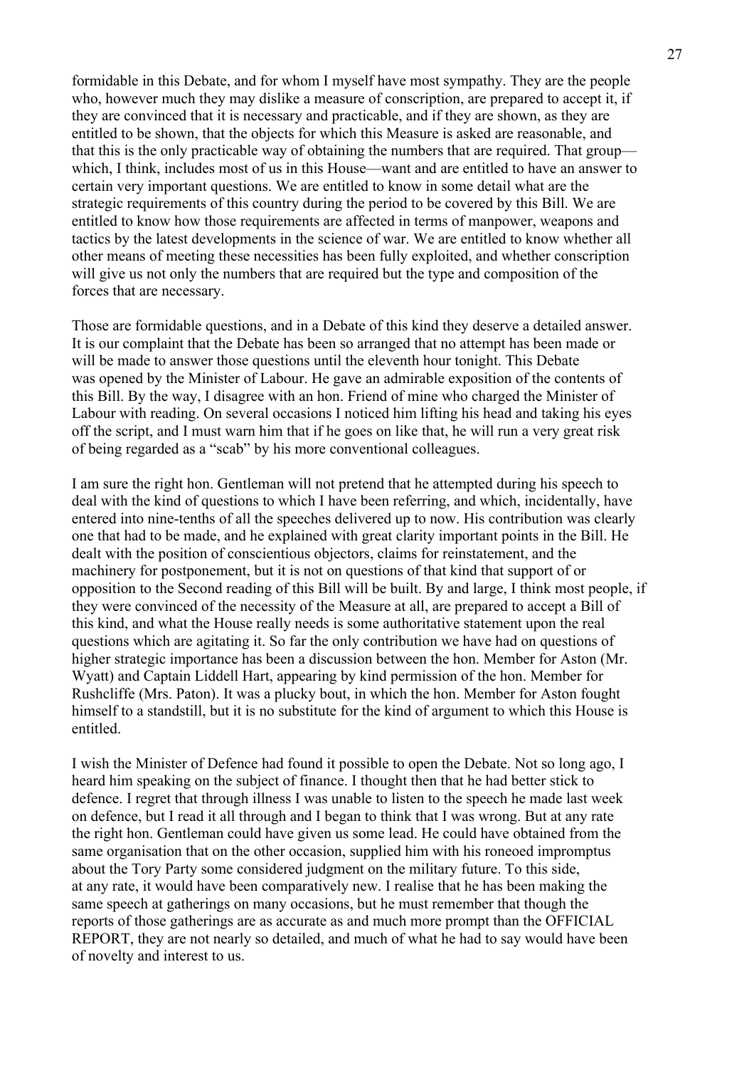formidable in this Debate, and for whom I myself have most sympathy. They are the people who, however much they may dislike a measure of conscription, are prepared to accept it, if they are convinced that it is necessary and practicable, and if they are shown, as they are entitled to be shown, that the objects for which this Measure is asked are reasonable, and that this is the only practicable way of obtaining the numbers that are required. That group—which, I think, includes most of us in this House—want and are entitled to have an answer to certain very important questions. We are entitled to know in some detail what are the strategic requirements of this country during the period to be covered by this Bill. We are entitled to know how those requirements are affected in terms of manpower, weapons and tactics by the latest developments in the science of war. We are entitled to know whether all other means of meeting these necessities has been fully exploited, and whether conscription will give us not only the numbers that are required but the type and composition of the forces that are necessary.

Those are formidable questions, and in a Debate of this kind they deserve a detailed answer. It is our complaint that the Debate has been so arranged that no attempt has been made or will be made to answer those questions until the eleventh hour tonight. This Debate was opened by the Minister of Labour. He gave an admirable exposition of the contents of this Bill. By the way, I disagree with an hon. Friend of mine who charged the Minister of Labour with reading. On several occasions I noticed him lifting his head and taking his eyes off the script, and I must warn him that if he goes on like that, he will run a very great risk of being regarded as a "scab" by his more conventional colleagues.

I am sure the right hon. Gentleman will not pretend that he attempted during his speech to deal with the kind of questions to which I have been referring, and which, incidentally, have entered into nine-tenths of all the speeches delivered up to now. His contribution was clearly one that had to be made, and he explained with great clarity important points in the Bill. He dealt with the position of conscientious objectors, claims for reinstatement, and the machinery for postponement, but it is not on questions of that kind that support of or opposition to the Second reading of this Bill will be built. By and large, I think most people, if they were convinced of the necessity of the Measure at all, are prepared to accept a Bill of this kind, and what the House really needs is some authoritative statement upon the real questions which are agitating it. So far the only contribution we have had on questions of higher strategic importance has been a discussion between the hon. Member for Aston (Mr. Wyatt) and Captain Liddell Hart, appearing by kind permission of the hon. Member for Rushcliffe (Mrs. Paton). It was a plucky bout, in which the hon. Member for Aston fought himself to a standstill, but it is no substitute for the kind of argument to which this House is entitled.

I wish the Minister of Defence had found it possible to open the Debate. Not so long ago, I heard him speaking on the subject of finance. I thought then that he had better stick to defence. I regret that through illness I was unable to listen to the speech he made last week on defence, but I read it all through and I began to think that I was wrong. But at any rate the right hon. Gentleman could have given us some lead. He could have obtained from the same organisation that on the other occasion, supplied him with his roneoed impromptus about the Tory Party some considered judgment on the military future. To this side, at any rate, it would have been comparatively new. I realise that he has been making the same speech at gatherings on many occasions, but he must remember that though the reports of those gatherings are as accurate as and much more prompt than the OFFICIAL REPORT, they are not nearly so detailed, and much of what he had to say would have been of novelty and interest to us.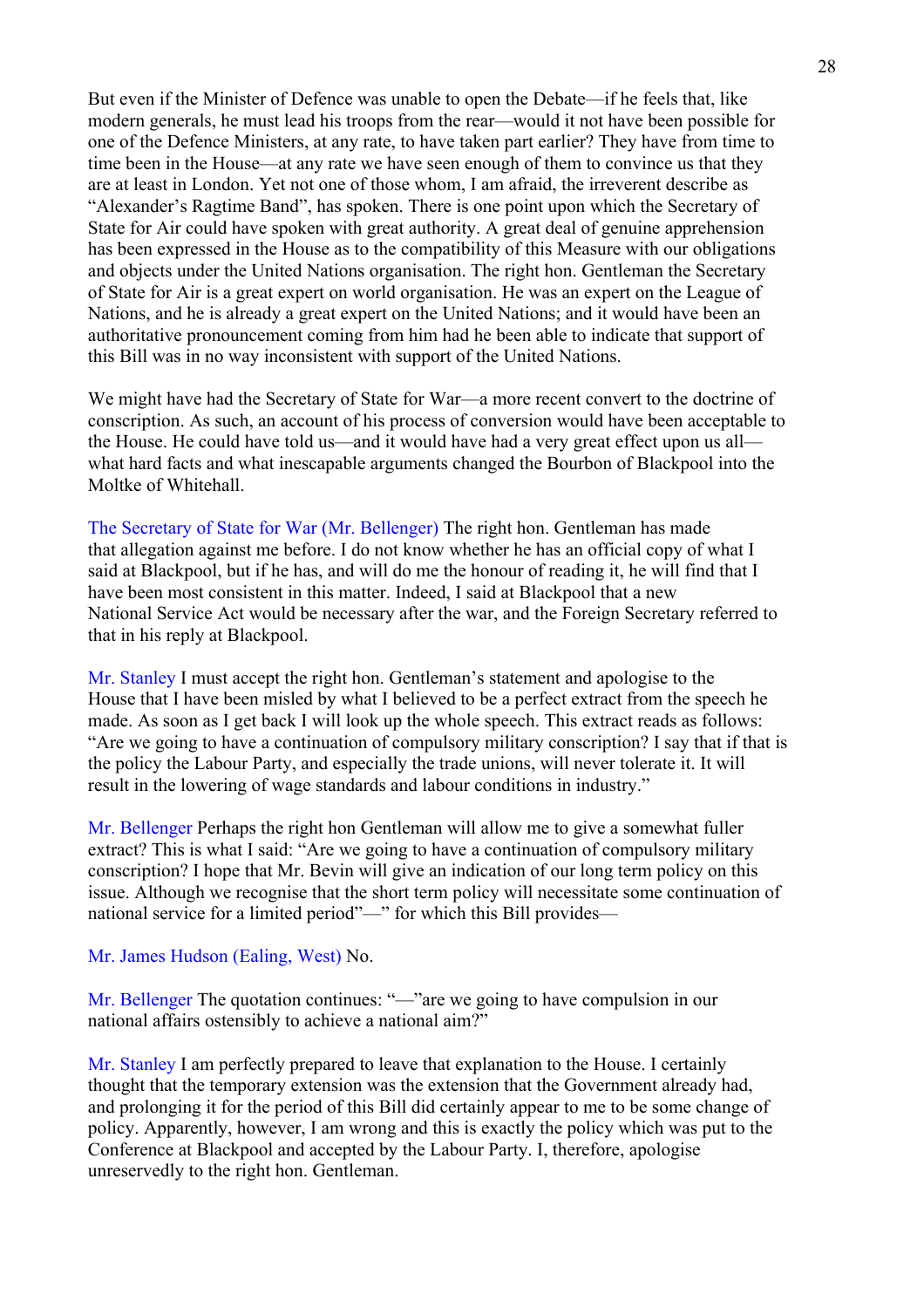But even if the Minister of Defence was unable to open the Debate—if he feels that, like modern generals, he must lead his troops from the rear—would it not have been possible for one of the Defence Ministers, at any rate, to have taken part earlier? They have from time to time been in the House—at any rate we have seen enough of them to convince us that they are at least in London. Yet not one of those whom, I am afraid, the irreverent describe as "Alexander's Ragtime Band", has spoken. There is one point upon which the Secretary of State for Air could have spoken with great authority. A great deal of genuine apprehension has been expressed in the House as to the compatibility of this Measure with our obligations and objects under the United Nations organisation. The right hon. Gentleman the Secretary of State for Air is a great expert on world organisation. He was an expert on the League of Nations, and he is already a great expert on the United Nations; and it would have been an authoritative pronouncement coming from him had he been able to indicate that support of this Bill was in no way inconsistent with support of the United Nations.

We might have had the Secretary of State for War—a more recent convert to the doctrine of conscription. As such, an account of his process of conversion would have been acceptable to the House. He could have told us—and it would have had a very great effect upon us all—what hard facts and what inescapable arguments changed the Bourbon of Blackpool into the Moltke of Whitehall.

The Secretary of State for War (Mr. Bellenger) The right hon. Gentleman has made that allegation against me before. I do not know whether he has an official copy of what I said at Blackpool, but if he has, and will do me the honour of reading it, he will find that I have been most consistent in this matter. Indeed, I said at Blackpool that a new National Service Act would be necessary after the war, and the Foreign Secretary referred to that in his reply at Blackpool.

Mr. Stanley I must accept the right hon. Gentleman's statement and apologise to the House that I have been misled by what I believed to be a perfect extract from the speech he made. As soon as I get back I will look up the whole speech. This extract reads as follows: "Are we going to have a continuation of compulsory military conscription? I say that if that is the policy the Labour Party, and especially the trade unions, will never tolerate it. It will result in the lowering of wage standards and labour conditions in industry."

Mr. Bellenger Perhaps the right hon Gentleman will allow me to give a somewhat fuller extract? This is what I said: "Are we going to have a continuation of compulsory military conscription? I hope that Mr. Bevin will give an indication of our long term policy on this issue. Although we recognise that the short term policy will necessitate some continuation of national service for a limited period"—" for which this Bill provides—

Mr. James Hudson (Ealing, West) No.

Mr. Bellenger The quotation continues: "—"are we going to have compulsion in our national affairs ostensibly to achieve a national aim?"

Mr. Stanley I am perfectly prepared to leave that explanation to the House. I certainly thought that the temporary extension was the extension that the Government already had, and prolonging it for the period of this Bill did certainly appear to me to be some change of policy. Apparently, however, I am wrong and this is exactly the policy which was put to the Conference at Blackpool and accepted by the Labour Party. I, therefore, apologise unreservedly to the right hon. Gentleman.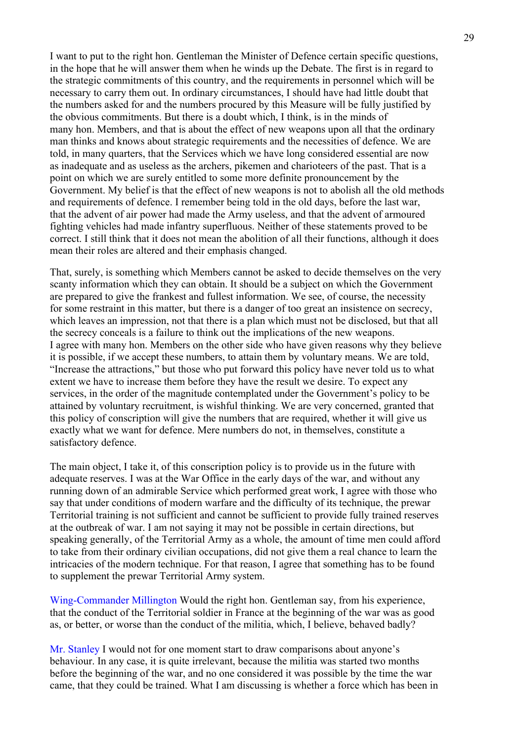I want to put to the right hon. Gentleman the Minister of Defence certain specific questions, in the hope that he will answer them when he winds up the Debate. The first is in regard to the strategic commitments of this country, and the requirements in personnel which will be necessary to carry them out. In ordinary circumstances, I should have had little doubt that the numbers asked for and the numbers procured by this Measure will be fully justified by the obvious commitments. But there is a doubt which, I think, is in the minds of many hon. Members, and that is about the effect of new weapons upon all that the ordinary man thinks and knows about strategic requirements and the necessities of defence. We are told, in many quarters, that the Services which we have long considered essential are now as inadequate and as useless as the archers, pikemen and charioteers of the past. That is a point on which we are surely entitled to some more definite pronouncement by the Government. My belief is that the effect of new weapons is not to abolish all the old methods and requirements of defence. I remember being told in the old days, before the last war, that the advent of air power had made the Army useless, and that the advent of armoured fighting vehicles had made infantry superfluous. Neither of these statements proved to be correct. I still think that it does not mean the abolition of all their functions, although it does mean their roles are altered and their emphasis changed.

That, surely, is something which Members cannot be asked to decide themselves on the very scanty information which they can obtain. It should be a subject on which the Government are prepared to give the frankest and fullest information. We see, of course, the necessity for some restraint in this matter, but there is a danger of too great an insistence on secrecy, which leaves an impression, not that there is a plan which must not be disclosed, but that all the secrecy conceals is a failure to think out the implications of the new weapons. I agree with many hon. Members on the other side who have given reasons why they believe it is possible, if we accept these numbers, to attain them by voluntary means. We are told, "Increase the attractions," but those who put forward this policy have never told us to what extent we have to increase them before they have the result we desire. To expect any services, in the order of the magnitude contemplated under the Government's policy to be attained by voluntary recruitment, is wishful thinking. We are very concerned, granted that this policy of conscription will give the numbers that are required, whether it will give us exactly what we want for defence. Mere numbers do not, in themselves, constitute a satisfactory defence.

The main object, I take it, of this conscription policy is to provide us in the future with adequate reserves. I was at the War Office in the early days of the war, and without any running down of an admirable Service which performed great work, I agree with those who say that under conditions of modern warfare and the difficulty of its technique, the prewar Territorial training is not sufficient and cannot be sufficient to provide fully trained reserves at the outbreak of war. I am not saying it may not be possible in certain directions, but speaking generally, of the Territorial Army as a whole, the amount of time men could afford to take from their ordinary civilian occupations, did not give them a real chance to learn the intricacies of the modern technique. For that reason, I agree that something has to be found to supplement the prewar Territorial Army system.

Wing-Commander Millington Would the right hon. Gentleman say, from his experience, that the conduct of the Territorial soldier in France at the beginning of the war was as good as, or better, or worse than the conduct of the militia, which, I believe, behaved badly?

Mr. Stanley I would not for one moment start to draw comparisons about anyone's behaviour. In any case, it is quite irrelevant, because the militia was started two months before the beginning of the war, and no one considered it was possible by the time the war came, that they could be trained. What I am discussing is whether a force which has been in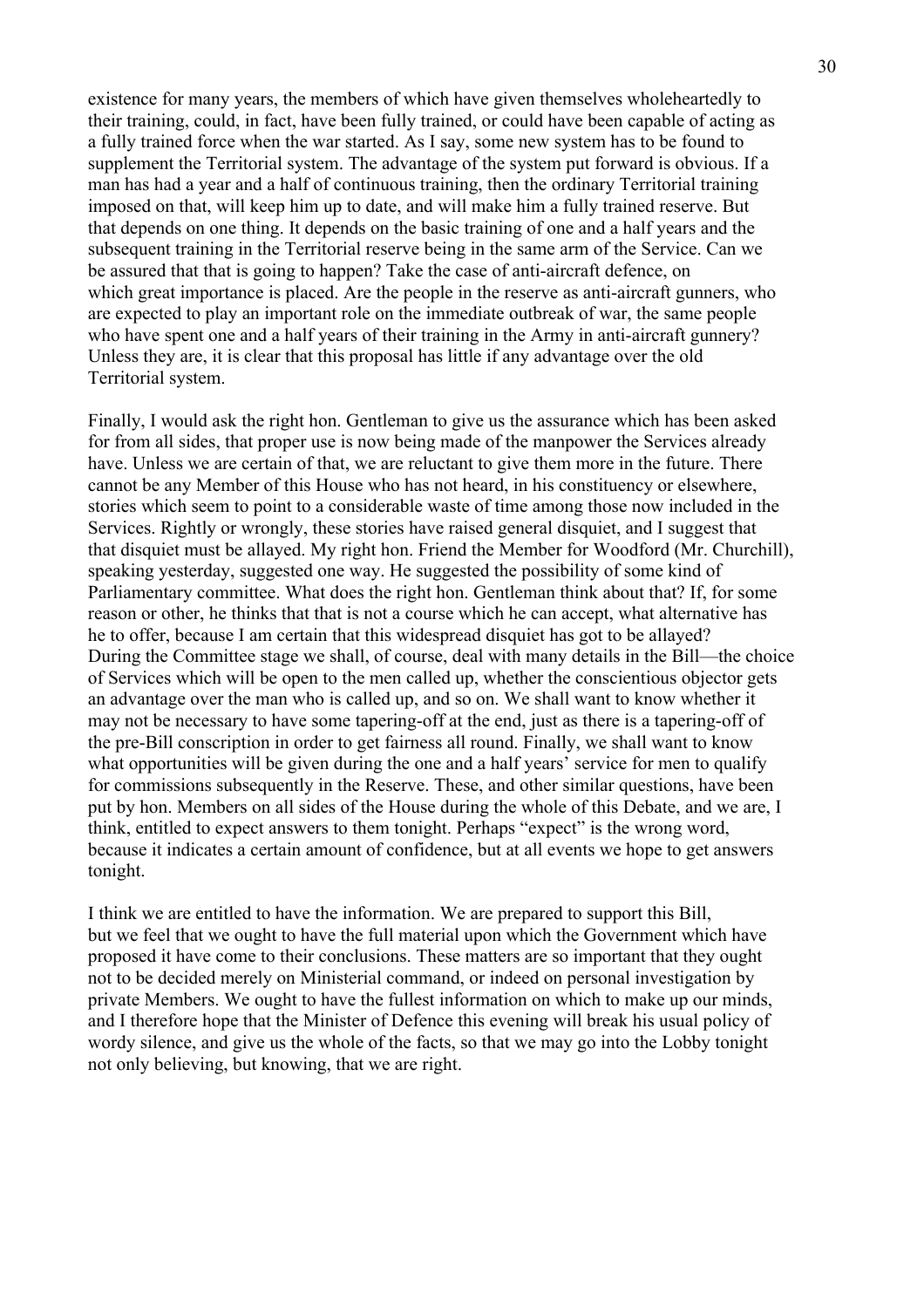existence for many years, the members of which have given themselves wholeheartedly to their training, could, in fact, have been fully trained, or could have been capable of acting as a fully trained force when the war started. As I say, some new system has to be found to supplement the Territorial system. The advantage of the system put forward is obvious. If a man has had a year and a half of continuous training, then the ordinary Territorial training imposed on that, will keep him up to date, and will make him a fully trained reserve. But that depends on one thing. It depends on the basic training of one and a half years and the subsequent training in the Territorial reserve being in the same arm of the Service. Can we be assured that that is going to happen? Take the case of anti-aircraft defence, on which great importance is placed. Are the people in the reserve as anti-aircraft gunners, who are expected to play an important role on the immediate outbreak of war, the same people who have spent one and a half years of their training in the Army in anti-aircraft gunnery? Unless they are, it is clear that this proposal has little if any advantage over the old Territorial system.

Finally, I would ask the right hon. Gentleman to give us the assurance which has been asked for from all sides, that proper use is now being made of the manpower the Services already have. Unless we are certain of that, we are reluctant to give them more in the future. There cannot be any Member of this House who has not heard, in his constituency or elsewhere, stories which seem to point to a considerable waste of time among those now included in the Services. Rightly or wrongly, these stories have raised general disquiet, and I suggest that that disquiet must be allayed. My right hon. Friend the Member for Woodford (Mr. Churchill), speaking yesterday, suggested one way. He suggested the possibility of some kind of Parliamentary committee. What does the right hon. Gentleman think about that? If, for some reason or other, he thinks that that is not a course which he can accept, what alternative has he to offer, because I am certain that this widespread disquiet has got to be allayed? During the Committee stage we shall, of course, deal with many details in the Bill—the choice of Services which will be open to the men called up, whether the conscientious objector gets an advantage over the man who is called up, and so on. We shall want to know whether it may not be necessary to have some tapering-off at the end, just as there is a tapering-off of the pre-Bill conscription in order to get fairness all round. Finally, we shall want to know what opportunities will be given during the one and a half years' service for men to qualify for commissions subsequently in the Reserve. These, and other similar questions, have been put by hon. Members on all sides of the House during the whole of this Debate, and we are, I think, entitled to expect answers to them tonight. Perhaps "expect" is the wrong word, because it indicates a certain amount of confidence, but at all events we hope to get answers tonight.

I think we are entitled to have the information. We are prepared to support this Bill, but we feel that we ought to have the full material upon which the Government which have proposed it have come to their conclusions. These matters are so important that they ought not to be decided merely on Ministerial command, or indeed on personal investigation by private Members. We ought to have the fullest information on which to make up our minds, and I therefore hope that the Minister of Defence this evening will break his usual policy of wordy silence, and give us the whole of the facts, so that we may go into the Lobby tonight not only believing, but knowing, that we are right.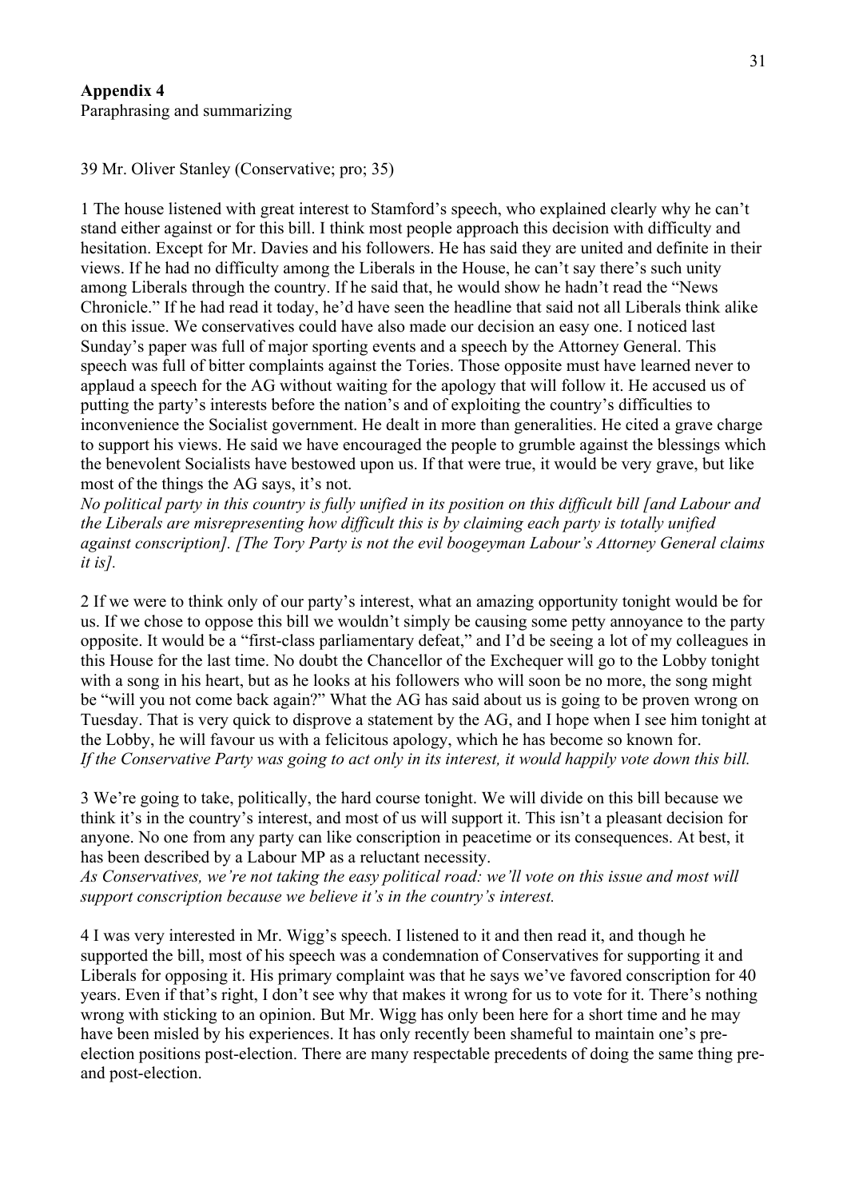## Appendix 4

Paraphrasing and summarizing

39 Mr. Oliver Stanley (Conservative; pro; 35)

1 The house listened with great interest to Stamford's speech, who explained clearly why he can't stand either against or for this bill. I think most people approach this decision with difficulty and hesitation. Except for Mr. Davies and his followers. He has said they are united and definite in their views. If he had no difficulty among the Liberals in the House, he can't say there's such unity among Liberals through the country. If he said that, he would show he hadn't read the "News Chronicle." If he had read it today, he'd have seen the headline that said not all Liberals think alike on this issue. We conservatives could have also made our decision an easy one. I noticed last Sunday's paper was full of major sporting events and a speech by the Attorney General. This speech was full of bitter complaints against the Tories. Those opposite must have learned never to applaud a speech for the AG without waiting for the apology that will follow it. He accused us of putting the party's interests before the nation's and of exploiting the country's difficulties to inconvenience the Socialist government. He dealt in more than generalities. He cited a grave charge to support his views. He said we have encouraged the people to grumble against the blessings which the benevolent Socialists have bestowed upon us. If that were true, it would be very grave, but like most of the things the AG says, it's not.
*No political party in this country is fully unified in its position on this difficult bill [and Labour and the Liberals are misrepresenting how difficult this is by claiming each party is totally unified against conscription]. [The Tory Party is not the evil boogeyman Labour's Attorney General claims it is].*

2 If we were to think only of our party's interest, what an amazing opportunity tonight would be for us. If we chose to oppose this bill we wouldn't simply be causing some petty annoyance to the party opposite. It would be a "first-class parliamentary defeat," and I'd be seeing a lot of my colleagues in this House for the last time. No doubt the Chancellor of the Exchequer will go to the Lobby tonight with a song in his heart, but as he looks at his followers who will soon be no more, the song might be "will you not come back again?" What the AG has said about us is going to be proven wrong on Tuesday. That is very quick to disprove a statement by the AG, and I hope when I see him tonight at the Lobby, he will favour us with a felicitous apology, which he has become so known for.
*If the Conservative Party was going to act only in its interest, it would happily vote down this bill.*

3 We're going to take, politically, the hard course tonight. We will divide on this bill because we think it's in the country's interest, and most of us will support it. This isn't a pleasant decision for anyone. No one from any party can like conscription in peacetime or its consequences. At best, it has been described by a Labour MP as a reluctant necessity.
*As Conservatives, we're not taking the easy political road: we'll vote on this issue and most will support conscription because we believe it's in the country's interest.*

4 I was very interested in Mr. Wigg's speech. I listened to it and then read it, and though he supported the bill, most of his speech was a condemnation of Conservatives for supporting it and Liberals for opposing it. His primary complaint was that he says we've favored conscription for 40 years. Even if that's right, I don't see why that makes it wrong for us to vote for it. There's nothing wrong with sticking to an opinion. But Mr. Wigg has only been here for a short time and he may have been misled by his experiences. It has only recently been shameful to maintain one's pre-election positions post-election. There are many respectable precedents of doing the same thing pre- and post-election.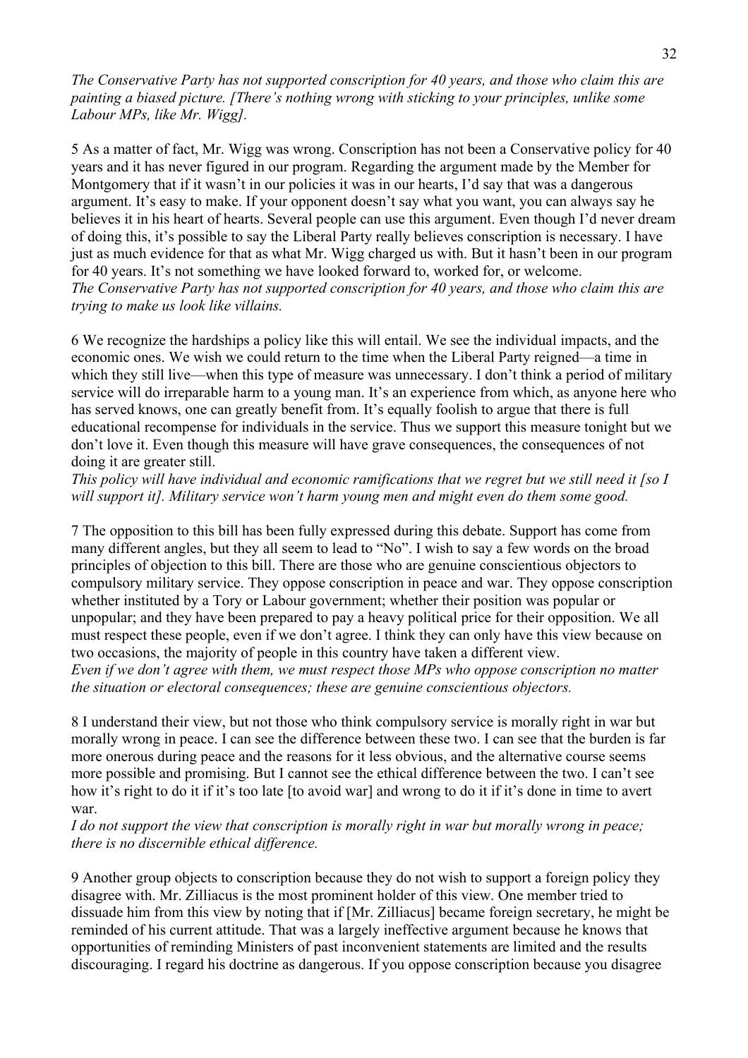*The Conservative Party has not supported conscription for 40 years, and those who claim this are painting a biased picture. [There's nothing wrong with sticking to your principles, unlike some Labour MPs, like Mr. Wigg].*

5 As a matter of fact, Mr. Wigg was wrong. Conscription has not been a Conservative policy for 40 years and it has never figured in our program. Regarding the argument made by the Member for Montgomery that if it wasn't in our policies it was in our hearts, I'd say that was a dangerous argument. It's easy to make. If your opponent doesn't say what you want, you can always say he believes it in his heart of hearts. Several people can use this argument. Even though I'd never dream of doing this, it's possible to say the Liberal Party really believes conscription is necessary. I have just as much evidence for that as what Mr. Wigg charged us with. But it hasn't been in our program for 40 years. It's not something we have looked forward to, worked for, or welcome.
*The Conservative Party has not supported conscription for 40 years, and those who claim this are trying to make us look like villains.*

6 We recognize the hardships a policy like this will entail. We see the individual impacts, and the economic ones. We wish we could return to the time when the Liberal Party reigned—a time in which they still live—when this type of measure was unnecessary. I don't think a period of military service will do irreparable harm to a young man. It's an experience from which, as anyone here who has served knows, one can greatly benefit from. It's equally foolish to argue that there is full educational recompense for individuals in the service. Thus we support this measure tonight but we don't love it. Even though this measure will have grave consequences, the consequences of not doing it are greater still.
*This policy will have individual and economic ramifications that we regret but we still need it [so I will support it]. Military service won't harm young men and might even do them some good.*

7 The opposition to this bill has been fully expressed during this debate. Support has come from many different angles, but they all seem to lead to "No". I wish to say a few words on the broad principles of objection to this bill. There are those who are genuine conscientious objectors to compulsory military service. They oppose conscription in peace and war. They oppose conscription whether instituted by a Tory or Labour government; whether their position was popular or unpopular; and they have been prepared to pay a heavy political price for their opposition. We all must respect these people, even if we don't agree. I think they can only have this view because on two occasions, the majority of people in this country have taken a different view.
*Even if we don't agree with them, we must respect those MPs who oppose conscription no matter the situation or electoral consequences; these are genuine conscientious objectors.*

8 I understand their view, but not those who think compulsory service is morally right in war but morally wrong in peace. I can see the difference between these two. I can see that the burden is far more onerous during peace and the reasons for it less obvious, and the alternative course seems more possible and promising. But I cannot see the ethical difference between the two. I can't see how it's right to do it if it's too late [to avoid war] and wrong to do it if it's done in time to avert war.
*I do not support the view that conscription is morally right in war but morally wrong in peace; there is no discernible ethical difference.*

9 Another group objects to conscription because they do not wish to support a foreign policy they disagree with. Mr. Zilliacus is the most prominent holder of this view. One member tried to dissuade him from this view by noting that if [Mr. Zilliacus] became foreign secretary, he might be reminded of his current attitude. That was a largely ineffective argument because he knows that opportunities of reminding Ministers of past inconvenient statements are limited and the results discouraging. I regard his doctrine as dangerous. If you oppose conscription because you disagree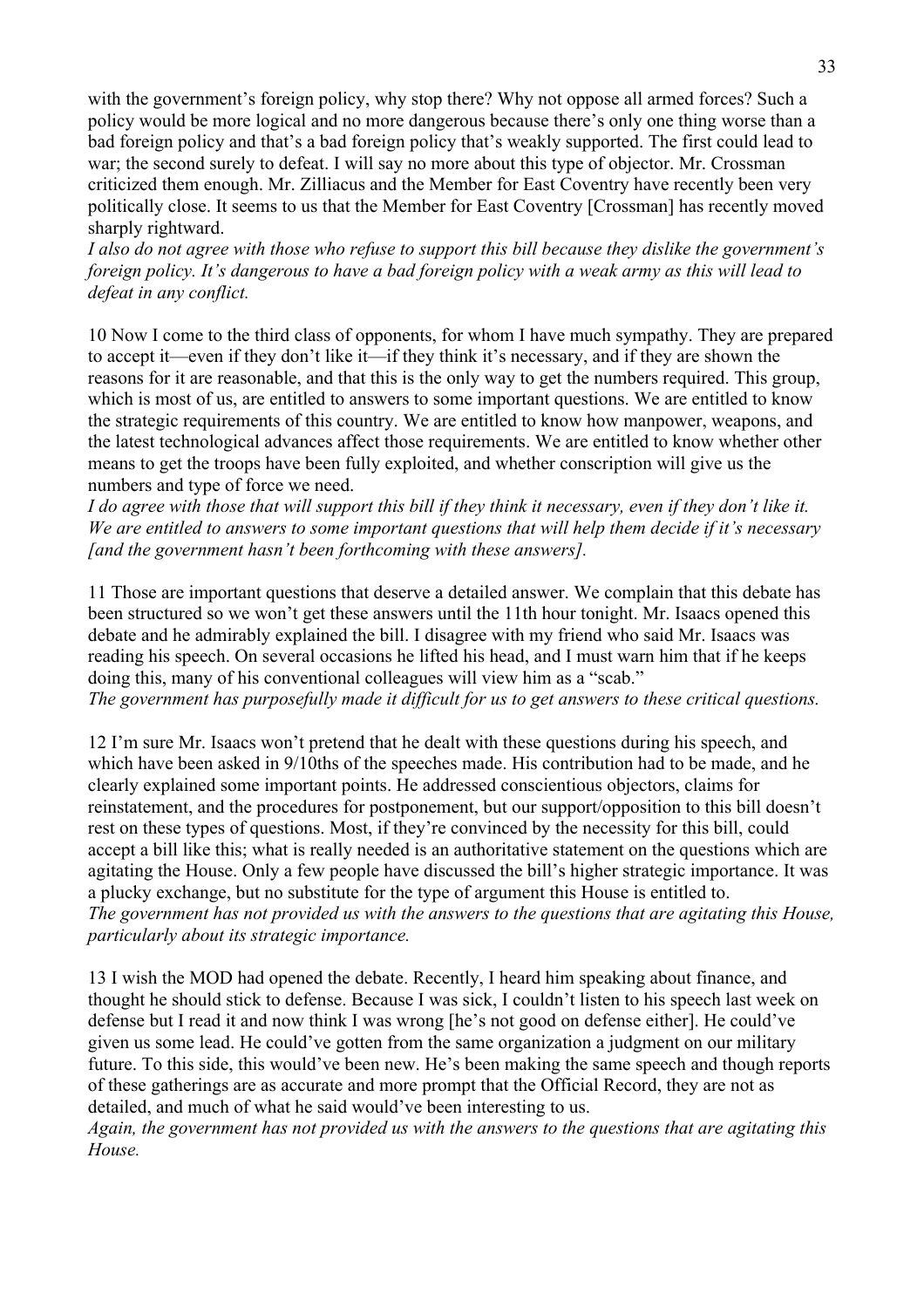with the government's foreign policy, why stop there? Why not oppose all armed forces? Such a policy would be more logical and no more dangerous because there's only one thing worse than a bad foreign policy and that's a bad foreign policy that's weakly supported. The first could lead to war; the second surely to defeat. I will say no more about this type of objector. Mr. Crossman criticized them enough. Mr. Zilliacus and the Member for East Coventry have recently been very politically close. It seems to us that the Member for East Coventry [Crossman] has recently moved sharply rightward.
*I also do not agree with those who refuse to support this bill because they dislike the government's foreign policy. It's dangerous to have a bad foreign policy with a weak army as this will lead to defeat in any conflict.*

10 Now I come to the third class of opponents, for whom I have much sympathy. They are prepared to accept it—even if they don't like it—if they think it's necessary, and if they are shown the reasons for it are reasonable, and that this is the only way to get the numbers required. This group, which is most of us, are entitled to answers to some important questions. We are entitled to know the strategic requirements of this country. We are entitled to know how manpower, weapons, and the latest technological advances affect those requirements. We are entitled to know whether other means to get the troops have been fully exploited, and whether conscription will give us the numbers and type of force we need.
*I do agree with those that will support this bill if they think it necessary, even if they don't like it. We are entitled to answers to some important questions that will help them decide if it's necessary [and the government hasn't been forthcoming with these answers].*

11 Those are important questions that deserve a detailed answer. We complain that this debate has been structured so we won't get these answers until the 11th hour tonight. Mr. Isaacs opened this debate and he admirably explained the bill. I disagree with my friend who said Mr. Isaacs was reading his speech. On several occasions he lifted his head, and I must warn him that if he keeps doing this, many of his conventional colleagues will view him as a "scab."
*The government has purposefully made it difficult for us to get answers to these critical questions.*

12 I'm sure Mr. Isaacs won't pretend that he dealt with these questions during his speech, and which have been asked in 9/10ths of the speeches made. His contribution had to be made, and he clearly explained some important points. He addressed conscientious objectors, claims for reinstatement, and the procedures for postponement, but our support/opposition to this bill doesn't rest on these types of questions. Most, if they're convinced by the necessity for this bill, could accept a bill like this; what is really needed is an authoritative statement on the questions which are agitating the House. Only a few people have discussed the bill's higher strategic importance. It was a plucky exchange, but no substitute for the type of argument this House is entitled to.
*The government has not provided us with the answers to the questions that are agitating this House, particularly about its strategic importance.*

13 I wish the MOD had opened the debate. Recently, I heard him speaking about finance, and thought he should stick to defense. Because I was sick, I couldn't listen to his speech last week on defense but I read it and now think I was wrong [he's not good on defense either]. He could've given us some lead. He could've gotten from the same organization a judgment on our military future. To this side, this would've been new. He's been making the same speech and though reports of these gatherings are as accurate and more prompt that the Official Record, they are not as detailed, and much of what he said would've been interesting to us.
*Again, the government has not provided us with the answers to the questions that are agitating this House.*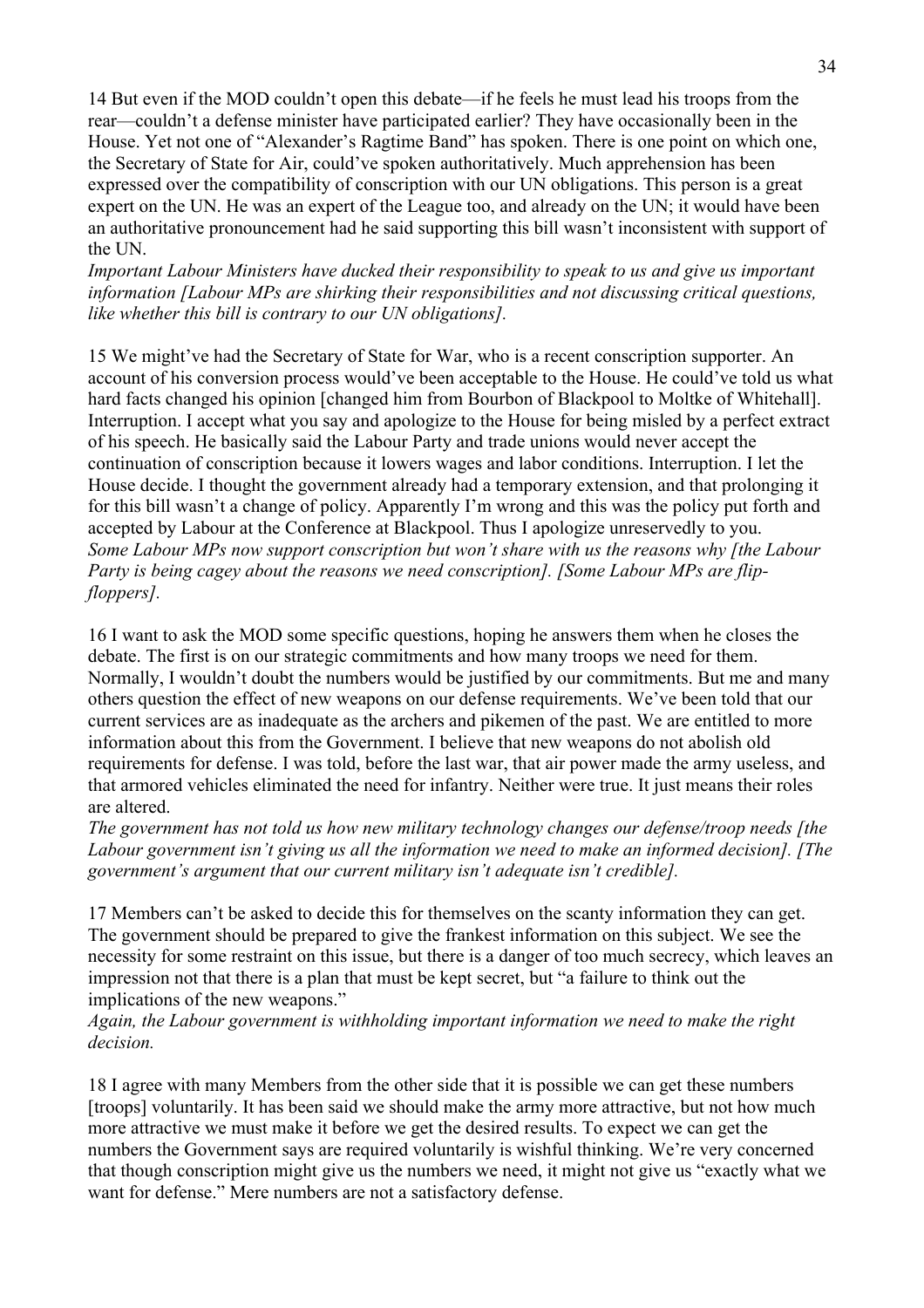14 But even if the MOD couldn't open this debate—if he feels he must lead his troops from the rear—couldn't a defense minister have participated earlier? They have occasionally been in the House. Yet not one of "Alexander's Ragtime Band" has spoken. There is one point on which one, the Secretary of State for Air, could've spoken authoritatively. Much apprehension has been expressed over the compatibility of conscription with our UN obligations. This person is a great expert on the UN. He was an expert of the League too, and already on the UN; it would have been an authoritative pronouncement had he said supporting this bill wasn't inconsistent with support of the UN.
*Important Labour Ministers have ducked their responsibility to speak to us and give us important information [Labour MPs are shirking their responsibilities and not discussing critical questions, like whether this bill is contrary to our UN obligations].*

15 We might've had the Secretary of State for War, who is a recent conscription supporter. An account of his conversion process would've been acceptable to the House. He could've told us what hard facts changed his opinion [changed him from Bourbon of Blackpool to Moltke of Whitehall]. Interruption. I accept what you say and apologize to the House for being misled by a perfect extract of his speech. He basically said the Labour Party and trade unions would never accept the continuation of conscription because it lowers wages and labor conditions. Interruption. I let the House decide. I thought the government already had a temporary extension, and that prolonging it for this bill wasn't a change of policy. Apparently I'm wrong and this was the policy put forth and accepted by Labour at the Conference at Blackpool. Thus I apologize unreservedly to you.
*Some Labour MPs now support conscription but won't share with us the reasons why [the Labour Party is being cagey about the reasons we need conscription]. [Some Labour MPs are flip-floppers].*

16 I want to ask the MOD some specific questions, hoping he answers them when he closes the debate. The first is on our strategic commitments and how many troops we need for them. Normally, I wouldn't doubt the numbers would be justified by our commitments. But me and many others question the effect of new weapons on our defense requirements. We've been told that our current services are as inadequate as the archers and pikemen of the past. We are entitled to more information about this from the Government. I believe that new weapons do not abolish old requirements for defense. I was told, before the last war, that air power made the army useless, and that armored vehicles eliminated the need for infantry. Neither were true. It just means their roles are altered.
*The government has not told us how new military technology changes our defense/troop needs [the Labour government isn't giving us all the information we need to make an informed decision]. [The government's argument that our current military isn't adequate isn't credible].*

17 Members can't be asked to decide this for themselves on the scanty information they can get. The government should be prepared to give the frankest information on this subject. We see the necessity for some restraint on this issue, but there is a danger of too much secrecy, which leaves an impression not that there is a plan that must be kept secret, but "a failure to think out the implications of the new weapons."
*Again, the Labour government is withholding important information we need to make the right decision.*

18 I agree with many Members from the other side that it is possible we can get these numbers [troops] voluntarily. It has been said we should make the army more attractive, but not how much more attractive we must make it before we get the desired results. To expect we can get the numbers the Government says are required voluntarily is wishful thinking. We're very concerned that though conscription might give us the numbers we need, it might not give us "exactly what we want for defense." Mere numbers are not a satisfactory defense.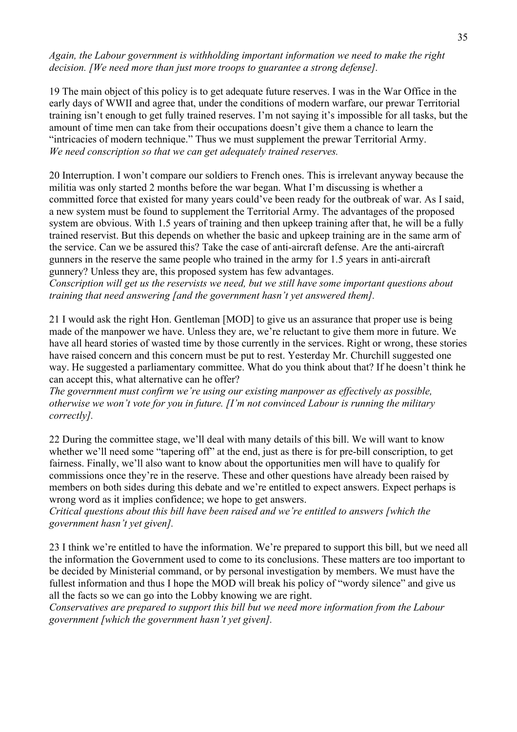*Again, the Labour government is withholding important information we need to make the right decision. [We need more than just more troops to guarantee a strong defense].*

19 The main object of this policy is to get adequate future reserves. I was in the War Office in the early days of WWII and agree that, under the conditions of modern warfare, our prewar Territorial training isn't enough to get fully trained reserves. I'm not saying it's impossible for all tasks, but the amount of time men can take from their occupations doesn't give them a chance to learn the "intricacies of modern technique." Thus we must supplement the prewar Territorial Army.
*We need conscription so that we can get adequately trained reserves.*

20 Interruption. I won't compare our soldiers to French ones. This is irrelevant anyway because the militia was only started 2 months before the war began. What I'm discussing is whether a committed force that existed for many years could've been ready for the outbreak of war. As I said, a new system must be found to supplement the Territorial Army. The advantages of the proposed system are obvious. With 1.5 years of training and then upkeep training after that, he will be a fully trained reservist. But this depends on whether the basic and upkeep training are in the same arm of the service. Can we be assured this? Take the case of anti-aircraft defense. Are the anti-aircraft gunners in the reserve the same people who trained in the army for 1.5 years in anti-aircraft gunnery? Unless they are, this proposed system has few advantages.
*Conscription will get us the reservists we need, but we still have some important questions about training that need answering [and the government hasn't yet answered them].*

21 I would ask the right Hon. Gentleman [MOD] to give us an assurance that proper use is being made of the manpower we have. Unless they are, we're reluctant to give them more in future. We have all heard stories of wasted time by those currently in the services. Right or wrong, these stories have raised concern and this concern must be put to rest. Yesterday Mr. Churchill suggested one way. He suggested a parliamentary committee. What do you think about that? If he doesn't think he can accept this, what alternative can he offer?
*The government must confirm we're using our existing manpower as effectively as possible, otherwise we won't vote for you in future. [I'm not convinced Labour is running the military correctly].*

22 During the committee stage, we'll deal with many details of this bill. We will want to know whether we'll need some "tapering off" at the end, just as there is for pre-bill conscription, to get fairness. Finally, we'll also want to know about the opportunities men will have to qualify for commissions once they're in the reserve. These and other questions have already been raised by members on both sides during this debate and we're entitled to expect answers. Expect perhaps is wrong word as it implies confidence; we hope to get answers.
*Critical questions about this bill have been raised and we're entitled to answers [which the government hasn't yet given].*

23 I think we're entitled to have the information. We're prepared to support this bill, but we need all the information the Government used to come to its conclusions. These matters are too important to be decided by Ministerial command, or by personal investigation by members. We must have the fullest information and thus I hope the MOD will break his policy of "wordy silence" and give us all the facts so we can go into the Lobby knowing we are right.
*Conservatives are prepared to support this bill but we need more information from the Labour government [which the government hasn't yet given].*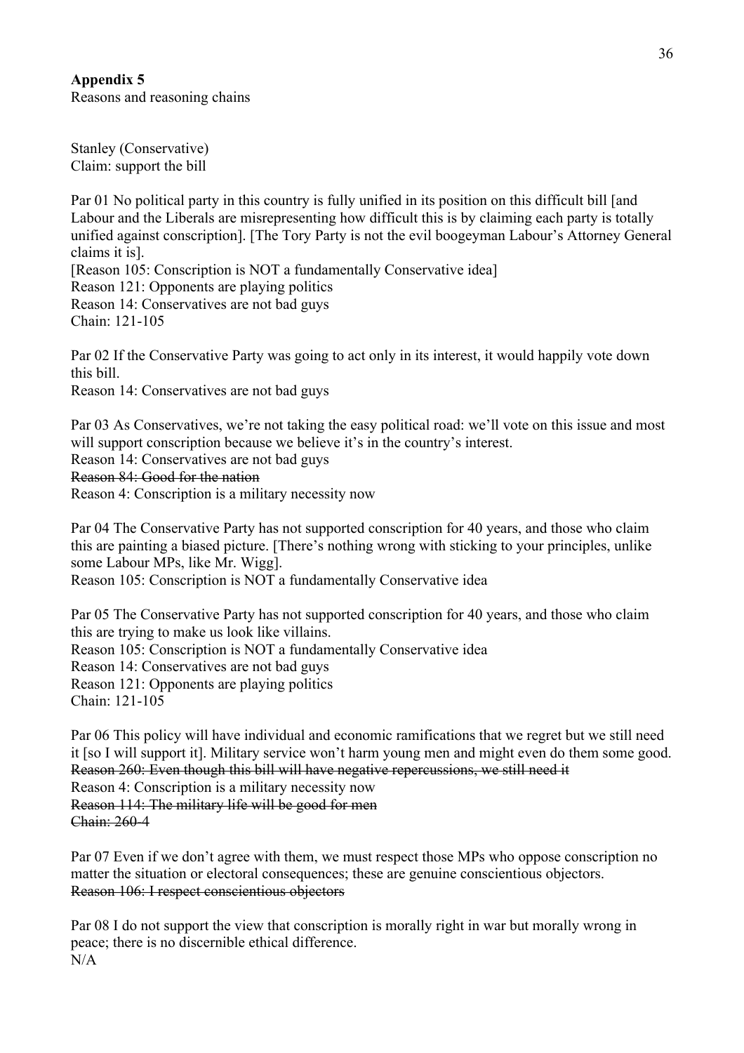**Appendix 5**

Reasons and reasoning chains

Stanley (Conservative)
Claim: support the bill

Par 01 No political party in this country is fully unified in its position on this difficult bill [and Labour and the Liberals are misrepresenting how difficult this is by claiming each party is totally unified against conscription]. [The Tory Party is not the evil boogeyman Labour's Attorney General claims it is].
[Reason 105: Conscription is NOT a fundamentally Conservative idea]
Reason 121: Opponents are playing politics
Reason 14: Conservatives are not bad guys
Chain: 121-105

Par 02 If the Conservative Party was going to act only in its interest, it would happily vote down this bill.
Reason 14: Conservatives are not bad guys

Par 03 As Conservatives, we're not taking the easy political road: we'll vote on this issue and most will support conscription because we believe it's in the country's interest.
Reason 14: Conservatives are not bad guys
~~Reason 84: Good for the nation~~
Reason 4: Conscription is a military necessity now

Par 04 The Conservative Party has not supported conscription for 40 years, and those who claim this are painting a biased picture. [There's nothing wrong with sticking to your principles, unlike some Labour MPs, like Mr. Wigg].
Reason 105: Conscription is NOT a fundamentally Conservative idea

Par 05 The Conservative Party has not supported conscription for 40 years, and those who claim this are trying to make us look like villains.
Reason 105: Conscription is NOT a fundamentally Conservative idea
Reason 14: Conservatives are not bad guys
Reason 121: Opponents are playing politics
Chain: 121-105

Par 06 This policy will have individual and economic ramifications that we regret but we still need it [so I will support it]. Military service won't harm young men and might even do them some good.
~~Reason 260: Even though this bill will have negative repercussions, we still need it~~
Reason 4: Conscription is a military necessity now
~~Reason 114: The military life will be good for men~~
~~Chain: 260-4~~

Par 07 Even if we don't agree with them, we must respect those MPs who oppose conscription no matter the situation or electoral consequences; these are genuine conscientious objectors.
~~Reason 106: I respect conscientious objectors~~

Par 08 I do not support the view that conscription is morally right in war but morally wrong in peace; there is no discernible ethical difference.
N/A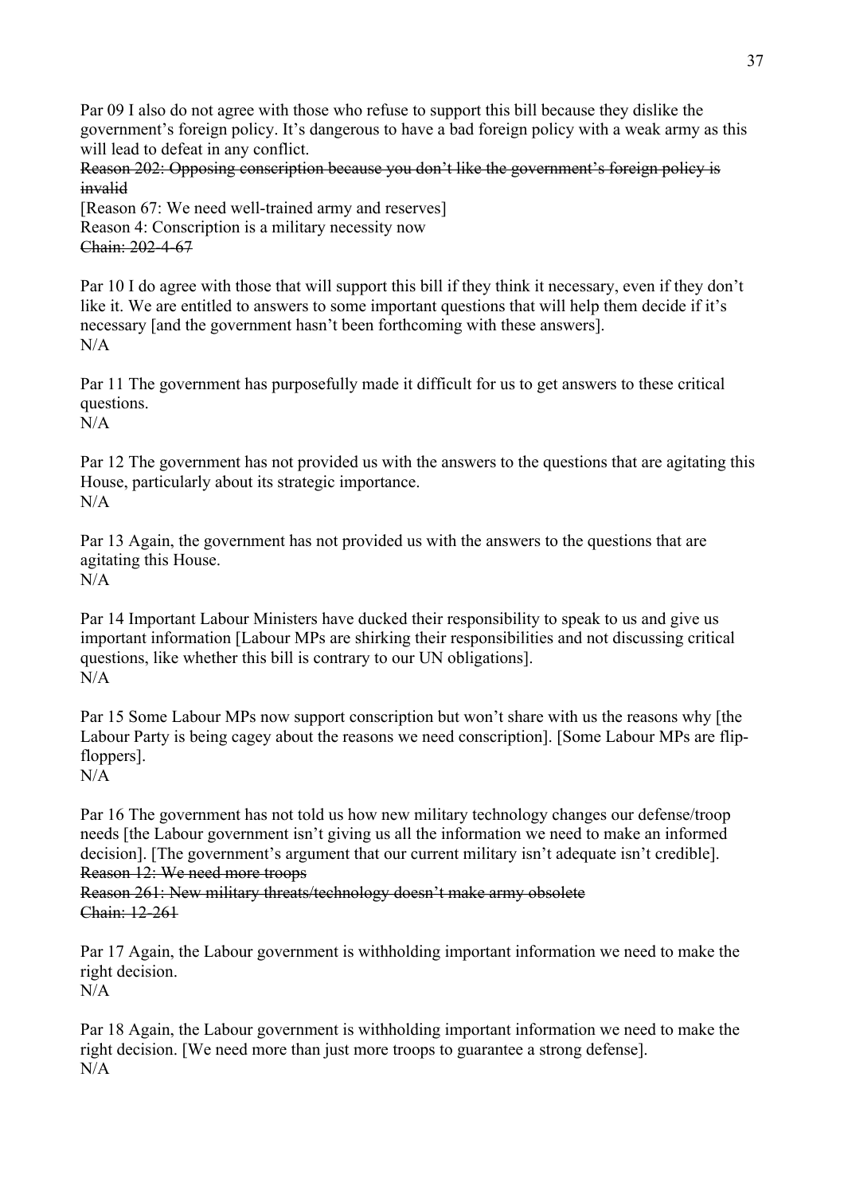Par 09 I also do not agree with those who refuse to support this bill because they dislike the government's foreign policy. It's dangerous to have a bad foreign policy with a weak army as this will lead to defeat in any conflict.
~~Reason 202: Opposing conscription because you don't like the government's foreign policy is invalid~~
[Reason 67: We need well-trained army and reserves]
Reason 4: Conscription is a military necessity now
~~Chain: 202-4-67~~

Par 10 I do agree with those that will support this bill if they think it necessary, even if they don't like it. We are entitled to answers to some important questions that will help them decide if it's necessary [and the government hasn't been forthcoming with these answers].
N/A

Par 11 The government has purposefully made it difficult for us to get answers to these critical questions.
N/A

Par 12 The government has not provided us with the answers to the questions that are agitating this House, particularly about its strategic importance.
N/A

Par 13 Again, the government has not provided us with the answers to the questions that are agitating this House.
N/A

Par 14 Important Labour Ministers have ducked their responsibility to speak to us and give us important information [Labour MPs are shirking their responsibilities and not discussing critical questions, like whether this bill is contrary to our UN obligations].
N/A

Par 15 Some Labour MPs now support conscription but won't share with us the reasons why [the Labour Party is being cagey about the reasons we need conscription]. [Some Labour MPs are flip-floppers].
N/A

Par 16 The government has not told us how new military technology changes our defense/troop needs [the Labour government isn't giving us all the information we need to make an informed decision]. [The government's argument that our current military isn't adequate isn't credible].
~~Reason 12: We need more troops~~
~~Reason 261: New military threats/technology doesn't make army obsolete~~
~~Chain: 12-261~~

Par 17 Again, the Labour government is withholding important information we need to make the right decision.
N/A

Par 18 Again, the Labour government is withholding important information we need to make the right decision. [We need more than just more troops to guarantee a strong defense].
N/A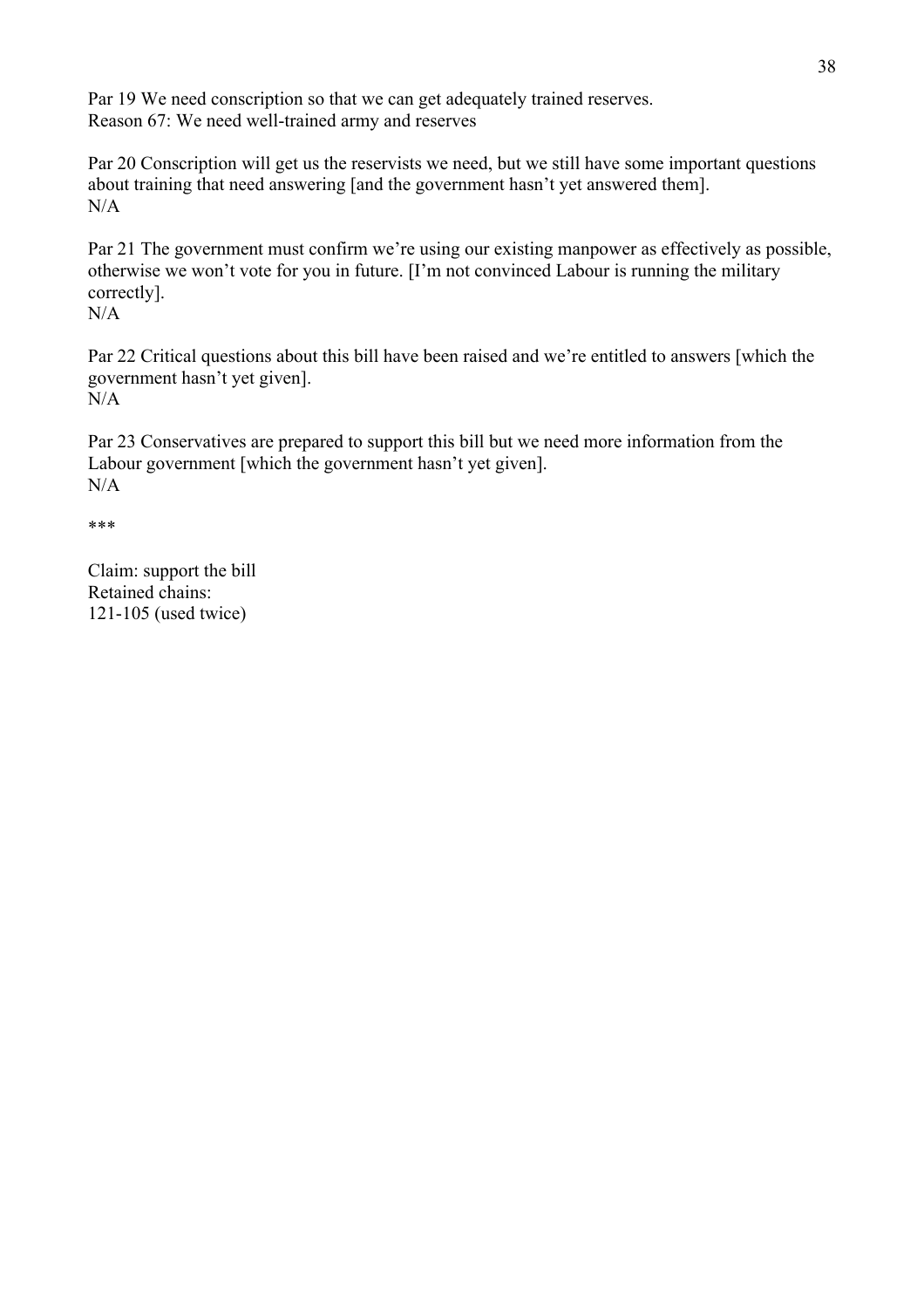Par 19 We need conscription so that we can get adequately trained reserves.
Reason 67: We need well-trained army and reserves

Par 20 Conscription will get us the reservists we need, but we still have some important questions about training that need answering [and the government hasn't yet answered them].
N/A

Par 21 The government must confirm we're using our existing manpower as effectively as possible, otherwise we won't vote for you in future. [I'm not convinced Labour is running the military correctly].
N/A

Par 22 Critical questions about this bill have been raised and we're entitled to answers [which the government hasn't yet given].
N/A

Par 23 Conservatives are prepared to support this bill but we need more information from the Labour government [which the government hasn't yet given].
N/A

***

Claim: support the bill
Retained chains:
121-105 (used twice)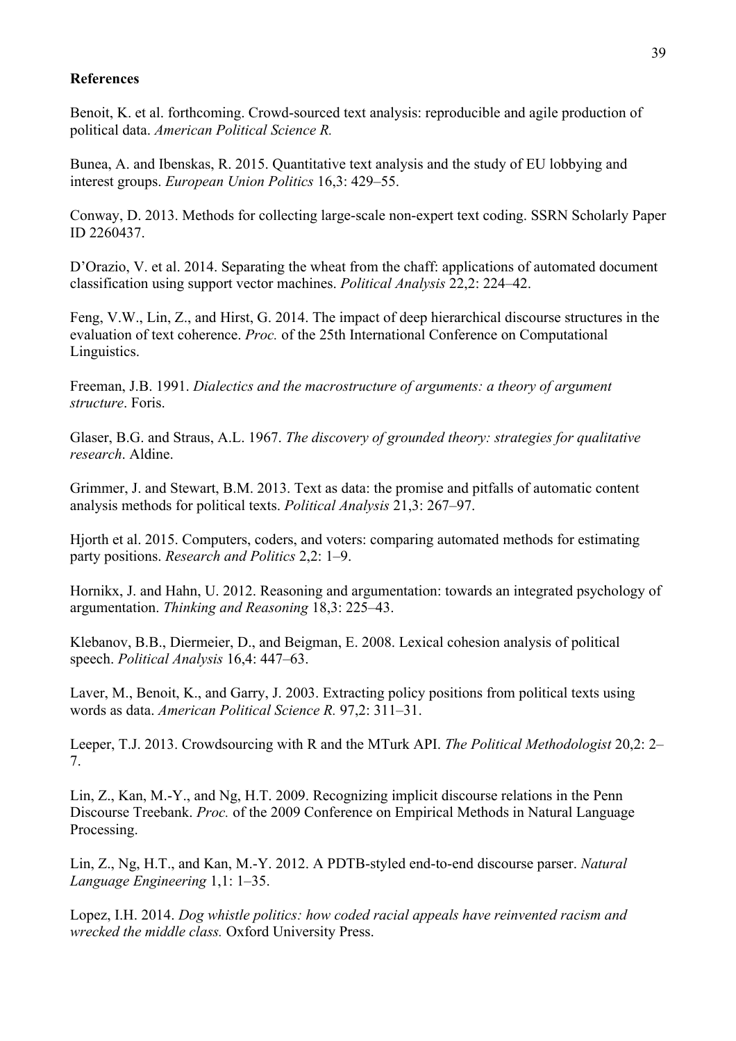**References**

Benoit, K. et al. forthcoming. Crowd-sourced text analysis: reproducible and agile production of political data. *American Political Science R.*

Bunea, A. and Ibenskas, R. 2015. Quantitative text analysis and the study of EU lobbying and interest groups. *European Union Politics* 16,3: 429–55.

Conway, D. 2013. Methods for collecting large-scale non-expert text coding. SSRN Scholarly Paper ID 2260437.

D'Orazio, V. et al. 2014. Separating the wheat from the chaff: applications of automated document classification using support vector machines. *Political Analysis* 22,2: 224–42.

Feng, V.W., Lin, Z., and Hirst, G. 2014. The impact of deep hierarchical discourse structures in the evaluation of text coherence. *Proc.* of the 25th International Conference on Computational Linguistics.

Freeman, J.B. 1991. *Dialectics and the macrostructure of arguments: a theory of argument structure*. Foris.

Glaser, B.G. and Straus, A.L. 1967. *The discovery of grounded theory: strategies for qualitative research*. Aldine.

Grimmer, J. and Stewart, B.M. 2013. Text as data: the promise and pitfalls of automatic content analysis methods for political texts. *Political Analysis* 21,3: 267–97.

Hjorth et al. 2015. Computers, coders, and voters: comparing automated methods for estimating party positions. *Research and Politics* 2,2: 1–9.

Hornikx, J. and Hahn, U. 2012. Reasoning and argumentation: towards an integrated psychology of argumentation. *Thinking and Reasoning* 18,3: 225–43.

Klebanov, B.B., Diermeier, D., and Beigman, E. 2008. Lexical cohesion analysis of political speech. *Political Analysis* 16,4: 447–63.

Laver, M., Benoit, K., and Garry, J. 2003. Extracting policy positions from political texts using words as data. *American Political Science R.* 97,2: 311–31.

Leeper, T.J. 2013. Crowdsourcing with R and the MTurk API. *The Political Methodologist* 20,2: 2–7.

Lin, Z., Kan, M.-Y., and Ng, H.T. 2009. Recognizing implicit discourse relations in the Penn Discourse Treebank. *Proc.* of the 2009 Conference on Empirical Methods in Natural Language Processing.

Lin, Z., Ng, H.T., and Kan, M.-Y. 2012. A PDTB-styled end-to-end discourse parser. *Natural Language Engineering* 1,1: 1–35.

Lopez, I.H. 2014. *Dog whistle politics: how coded racial appeals have reinvented racism and wrecked the middle class.* Oxford University Press.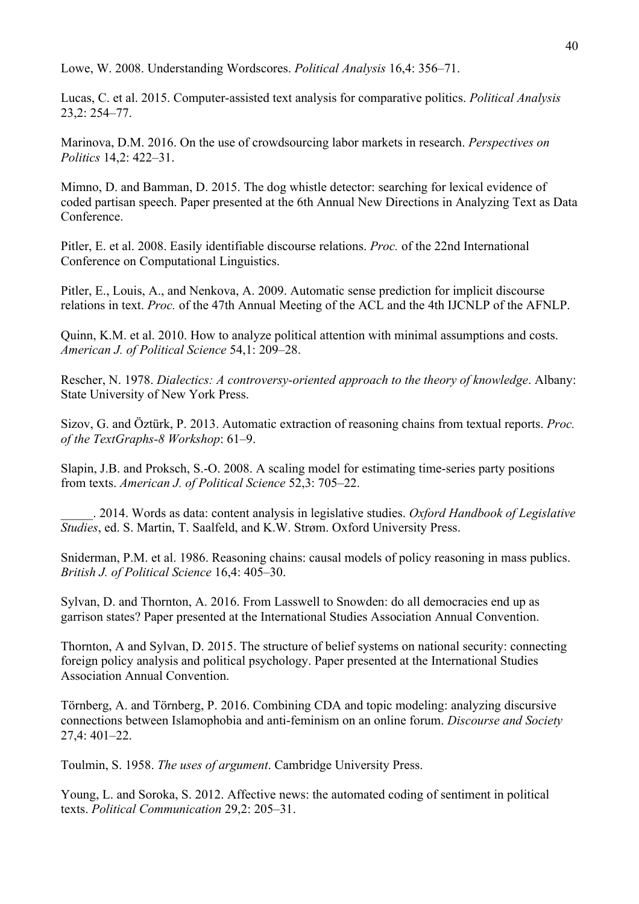Lowe, W. 2008. Understanding Wordscores. *Political Analysis* 16,4: 356–71.

Lucas, C. et al. 2015. Computer-assisted text analysis for comparative politics. *Political Analysis* 23,2: 254–77.

Marinova, D.M. 2016. On the use of crowdsourcing labor markets in research. *Perspectives on Politics* 14,2: 422–31.

Mimno, D. and Bamman, D. 2015. The dog whistle detector: searching for lexical evidence of coded partisan speech. Paper presented at the 6th Annual New Directions in Analyzing Text as Data Conference.

Pitler, E. et al. 2008. Easily identifiable discourse relations. *Proc.* of the 22nd International Conference on Computational Linguistics.

Pitler, E., Louis, A., and Nenkova, A. 2009. Automatic sense prediction for implicit discourse relations in text. *Proc.* of the 47th Annual Meeting of the ACL and the 4th IJCNLP of the AFNLP.

Quinn, K.M. et al. 2010. How to analyze political attention with minimal assumptions and costs. *American J. of Political Science* 54,1: 209–28.

Rescher, N. 1978. *Dialectics: A controversy-oriented approach to the theory of knowledge*. Albany: State University of New York Press.

Sizov, G. and Öztürk, P. 2013. Automatic extraction of reasoning chains from textual reports. *Proc. of the TextGraphs-8 Workshop*: 61–9.

Slapin, J.B. and Proksch, S.-O. 2008. A scaling model for estimating time-series party positions from texts. *American J. of Political Science* 52,3: 705–22.

_____. 2014. Words as data: content analysis in legislative studies. *Oxford Handbook of Legislative Studies*, ed. S. Martin, T. Saalfeld, and K.W. Strøm. Oxford University Press.

Sniderman, P.M. et al. 1986. Reasoning chains: causal models of policy reasoning in mass publics. *British J. of Political Science* 16,4: 405–30.

Sylvan, D. and Thornton, A. 2016. From Lasswell to Snowden: do all democracies end up as garrison states? Paper presented at the International Studies Association Annual Convention.

Thornton, A and Sylvan, D. 2015. The structure of belief systems on national security: connecting foreign policy analysis and political psychology. Paper presented at the International Studies Association Annual Convention.

Törnberg, A. and Törnberg, P. 2016. Combining CDA and topic modeling: analyzing discursive connections between Islamophobia and anti-feminism on an online forum. *Discourse and Society* 27,4: 401–22.

Toulmin, S. 1958. *The uses of argument*. Cambridge University Press.

Young, L. and Soroka, S. 2012. Affective news: the automated coding of sentiment in political texts. *Political Communication* 29,2: 205–31.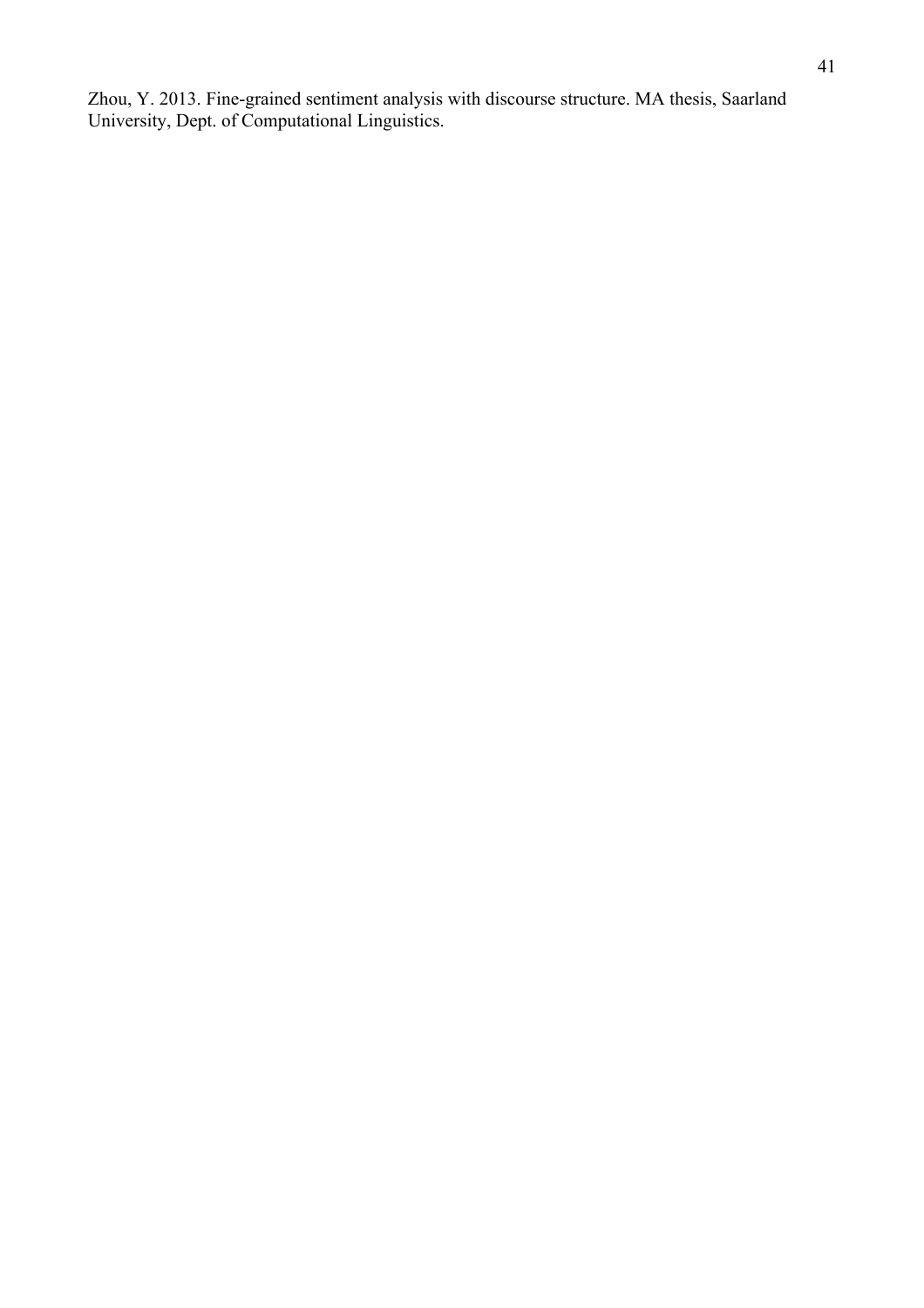Zhou, Y. 2013. Fine-grained sentiment analysis with discourse structure. MA thesis, Saarland University, Dept. of Computational Linguistics.